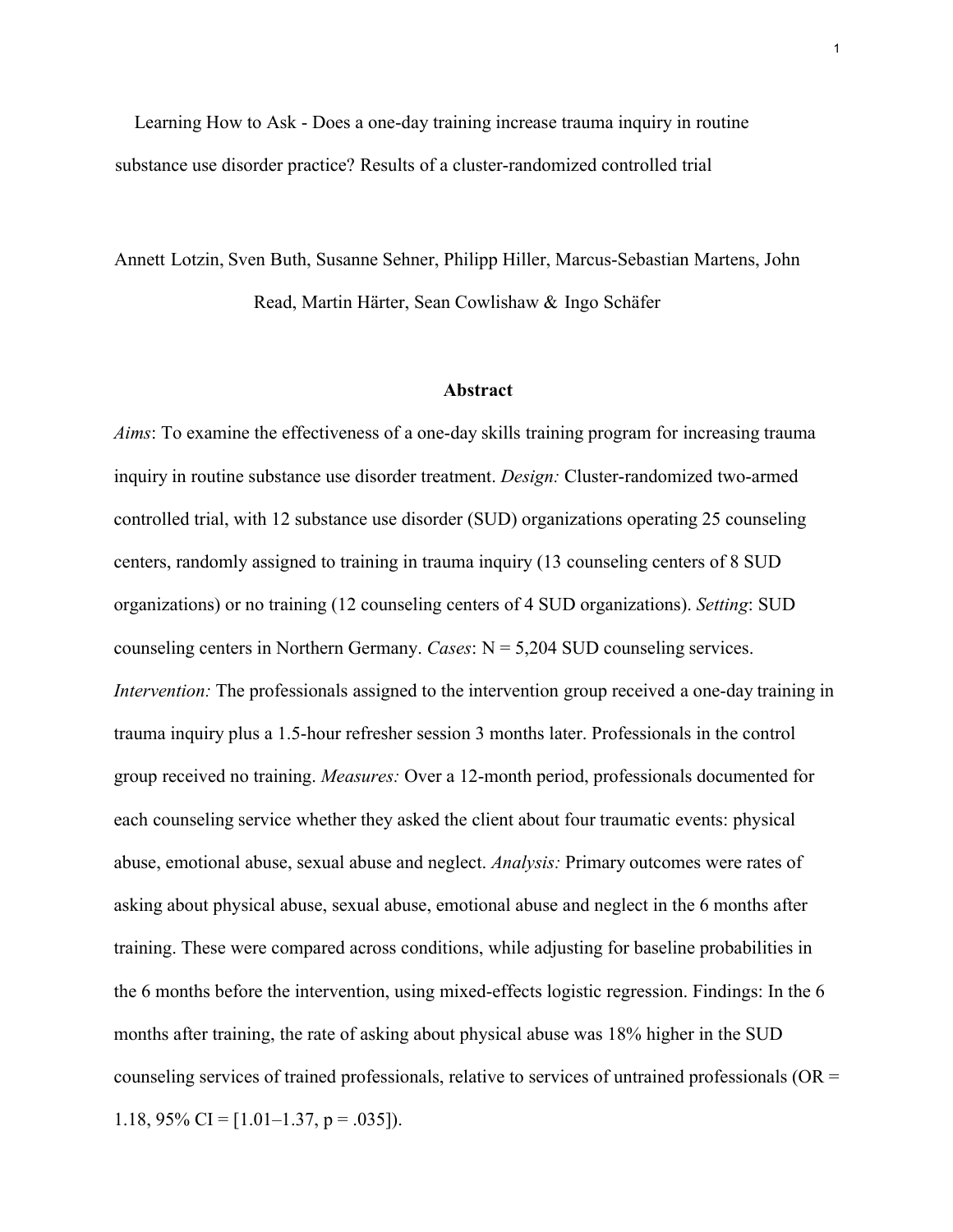# Learning How to Ask - Does a one-day training increase trauma inquiry in routine substance use disorder practice? Results of a cluster-randomized controlled trial

Annett Lotzin, Sven Buth, Susanne Sehner, Philipp Hiller, Marcus-Sebastian Martens, John Read, Martin Härter, Sean Cowlishaw & Ingo Schäfer

## Abstract

*Aims*: To examine the effectiveness of a one-day skills training program for increasing trauma inquiry in routine substance use disorder treatment. *Design:* Cluster-randomized two-armed controlled trial, with 12 substance use disorder (SUD) organizations operating 25 counseling centers, randomly assigned to training in trauma inquiry (13 counseling centers of 8 SUD organizations) or no training (12 counseling centers of 4 SUD organizations). *Setting*: SUD counseling centers in Northern Germany. *Cases*: N = 5,204 SUD counseling services. *Intervention:* The professionals assigned to the intervention group received a one-day training in trauma inquiry plus a 1.5-hour refresher session 3 months later. Professionals in the control group received no training. *Measures:* Over a 12-month period, professionals documented for each counseling service whether they asked the client about four traumatic events: physical abuse, emotional abuse, sexual abuse and neglect. *Analysis:* Primary outcomes were rates of asking about physical abuse, sexual abuse, emotional abuse and neglect in the 6 months after training. These were compared across conditions, while adjusting for baseline probabilities in the 6 months before the intervention, using mixed-effects logistic regression. Findings: In the 6 months after training, the rate of asking about physical abuse was 18% higher in the SUD counseling services of trained professionals, relative to services of untrained professionals (OR = 1.18, 95% CI = [1.01–1.37, p = .035]).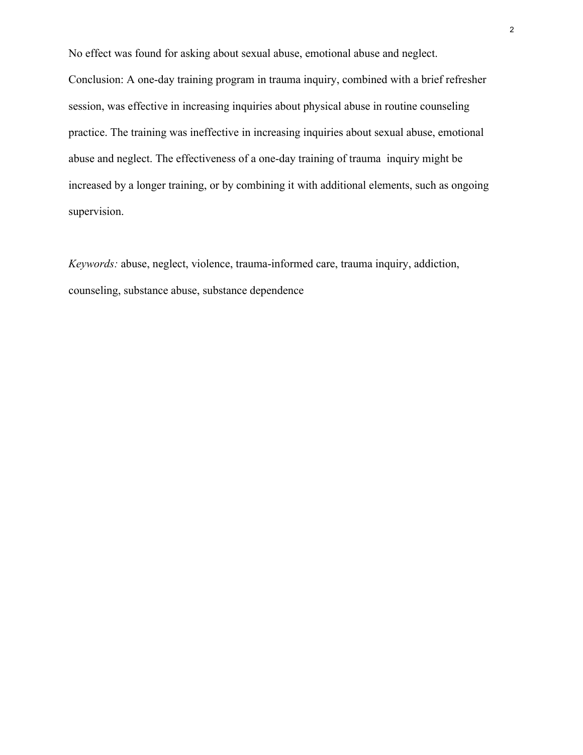No effect was found for asking about sexual abuse, emotional abuse and neglect.
Conclusion: A one-day training program in trauma inquiry, combined with a brief refresher session, was effective in increasing inquiries about physical abuse in routine counseling practice. The training was ineffective in increasing inquiries about sexual abuse, emotional abuse and neglect. The effectiveness of a one-day training of trauma inquiry might be increased by a longer training, or by combining it with additional elements, such as ongoing supervision.

*Keywords:* abuse, neglect, violence, trauma-informed care, trauma inquiry, addiction, counseling, substance abuse, substance dependence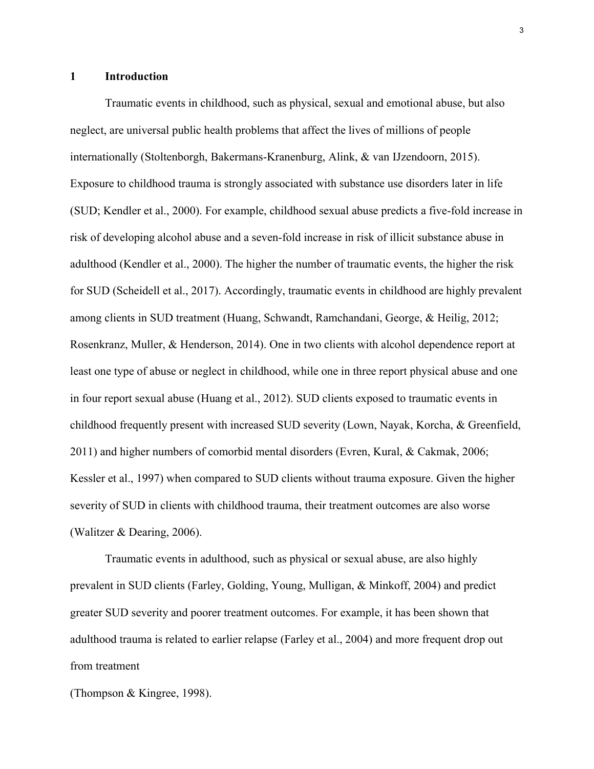# 1 Introduction

Traumatic events in childhood, such as physical, sexual and emotional abuse, but also neglect, are universal public health problems that affect the lives of millions of people internationally (Stoltenborgh, Bakermans-Kranenburg, Alink, & van IJzendoorn, 2015). Exposure to childhood trauma is strongly associated with substance use disorders later in life (SUD; Kendler et al., 2000). For example, childhood sexual abuse predicts a five-fold increase in risk of developing alcohol abuse and a seven-fold increase in risk of illicit substance abuse in adulthood (Kendler et al., 2000). The higher the number of traumatic events, the higher the risk for SUD (Scheidell et al., 2017). Accordingly, traumatic events in childhood are highly prevalent among clients in SUD treatment (Huang, Schwandt, Ramchandani, George, & Heilig, 2012; Rosenkranz, Muller, & Henderson, 2014). One in two clients with alcohol dependence report at least one type of abuse or neglect in childhood, while one in three report physical abuse and one in four report sexual abuse (Huang et al., 2012). SUD clients exposed to traumatic events in childhood frequently present with increased SUD severity (Lown, Nayak, Korcha, & Greenfield, 2011) and higher numbers of comorbid mental disorders (Evren, Kural, & Cakmak, 2006; Kessler et al., 1997) when compared to SUD clients without trauma exposure. Given the higher severity of SUD in clients with childhood trauma, their treatment outcomes are also worse (Walitzer & Dearing, 2006).

Traumatic events in adulthood, such as physical or sexual abuse, are also highly prevalent in SUD clients (Farley, Golding, Young, Mulligan, & Minkoff, 2004) and predict greater SUD severity and poorer treatment outcomes. For example, it has been shown that adulthood trauma is related to earlier relapse (Farley et al., 2004) and more frequent drop out from treatment (Thompson & Kingree, 1998).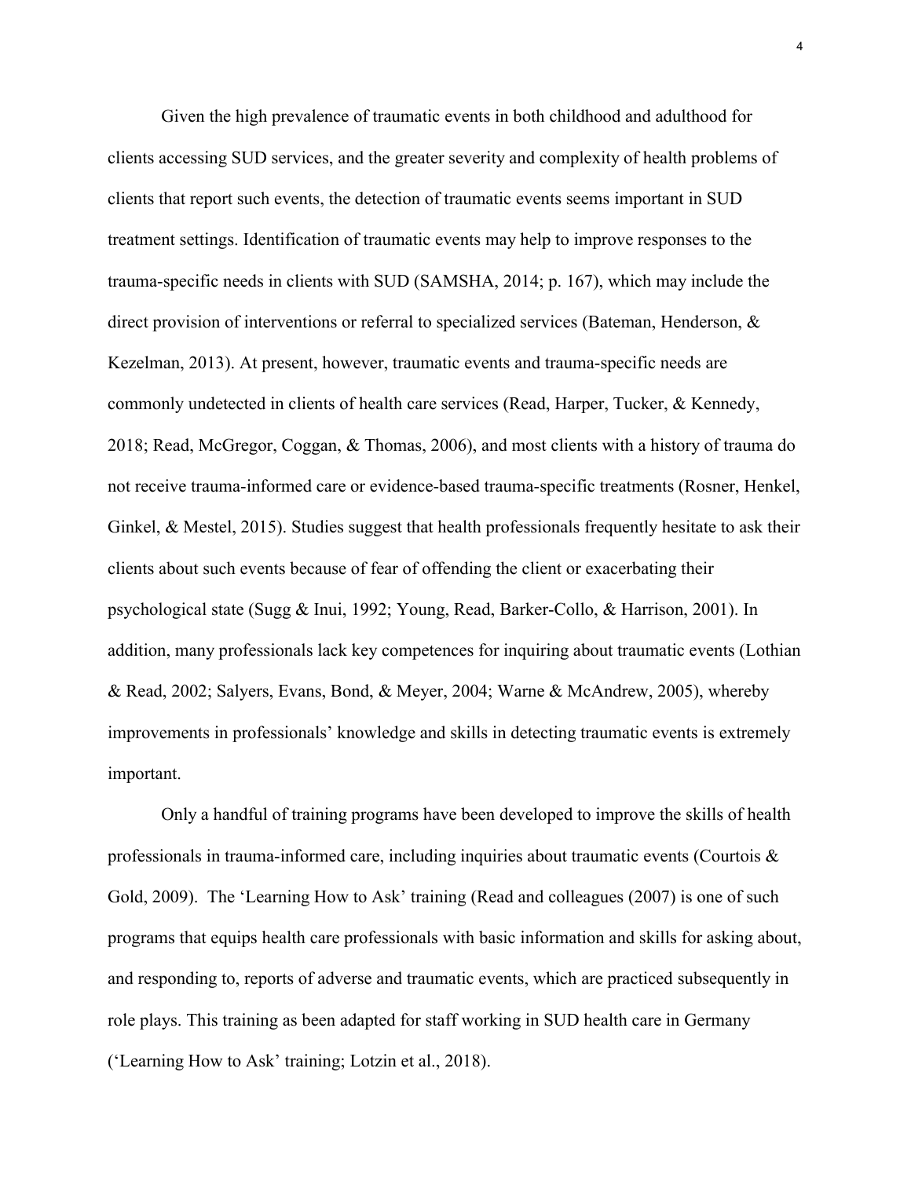Given the high prevalence of traumatic events in both childhood and adulthood for clients accessing SUD services, and the greater severity and complexity of health problems of clients that report such events, the detection of traumatic events seems important in SUD treatment settings. Identification of traumatic events may help to improve responses to the trauma-specific needs in clients with SUD (SAMSHA, 2014; p. 167), which may include the direct provision of interventions or referral to specialized services (Bateman, Henderson, & Kezelman, 2013). At present, however, traumatic events and trauma-specific needs are commonly undetected in clients of health care services (Read, Harper, Tucker, & Kennedy, 2018; Read, McGregor, Coggan, & Thomas, 2006), and most clients with a history of trauma do not receive trauma-informed care or evidence-based trauma-specific treatments (Rosner, Henkel, Ginkel, & Mestel, 2015). Studies suggest that health professionals frequently hesitate to ask their clients about such events because of fear of offending the client or exacerbating their psychological state (Sugg & Inui, 1992; Young, Read, Barker-Collo, & Harrison, 2001). In addition, many professionals lack key competences for inquiring about traumatic events (Lothian & Read, 2002; Salyers, Evans, Bond, & Meyer, 2004; Warne & McAndrew, 2005), whereby improvements in professionals' knowledge and skills in detecting traumatic events is extremely important.

Only a handful of training programs have been developed to improve the skills of health professionals in trauma-informed care, including inquiries about traumatic events (Courtois & Gold, 2009). The 'Learning How to Ask' training (Read and colleagues (2007) is one of such programs that equips health care professionals with basic information and skills for asking about, and responding to, reports of adverse and traumatic events, which are practiced subsequently in role plays. This training as been adapted for staff working in SUD health care in Germany ('Learning How to Ask' training; Lotzin et al., 2018).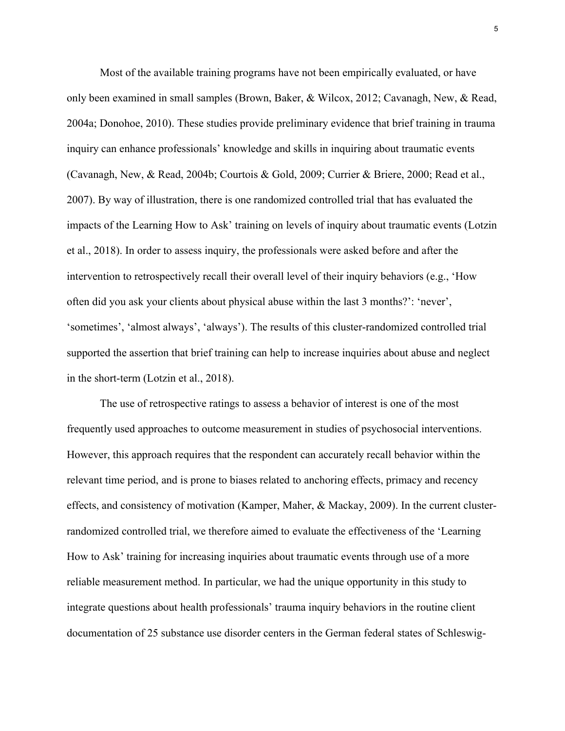Most of the available training programs have not been empirically evaluated, or have only been examined in small samples (Brown, Baker, & Wilcox, 2012; Cavanagh, New, & Read, 2004a; Donohoe, 2010). These studies provide preliminary evidence that brief training in trauma inquiry can enhance professionals' knowledge and skills in inquiring about traumatic events (Cavanagh, New, & Read, 2004b; Courtois & Gold, 2009; Currier & Briere, 2000; Read et al., 2007). By way of illustration, there is one randomized controlled trial that has evaluated the impacts of the Learning How to Ask' training on levels of inquiry about traumatic events (Lotzin et al., 2018). In order to assess inquiry, the professionals were asked before and after the intervention to retrospectively recall their overall level of their inquiry behaviors (e.g., 'How often did you ask your clients about physical abuse within the last 3 months?': 'never', 'sometimes', 'almost always', 'always'). The results of this cluster-randomized controlled trial supported the assertion that brief training can help to increase inquiries about abuse and neglect in the short-term (Lotzin et al., 2018).

The use of retrospective ratings to assess a behavior of interest is one of the most frequently used approaches to outcome measurement in studies of psychosocial interventions. However, this approach requires that the respondent can accurately recall behavior within the relevant time period, and is prone to biases related to anchoring effects, primacy and recency effects, and consistency of motivation (Kamper, Maher, & Mackay, 2009). In the current cluster-randomized controlled trial, we therefore aimed to evaluate the effectiveness of the 'Learning How to Ask' training for increasing inquiries about traumatic events through use of a more reliable measurement method. In particular, we had the unique opportunity in this study to integrate questions about health professionals' trauma inquiry behaviors in the routine client documentation of 25 substance use disorder centers in the German federal states of Schleswig-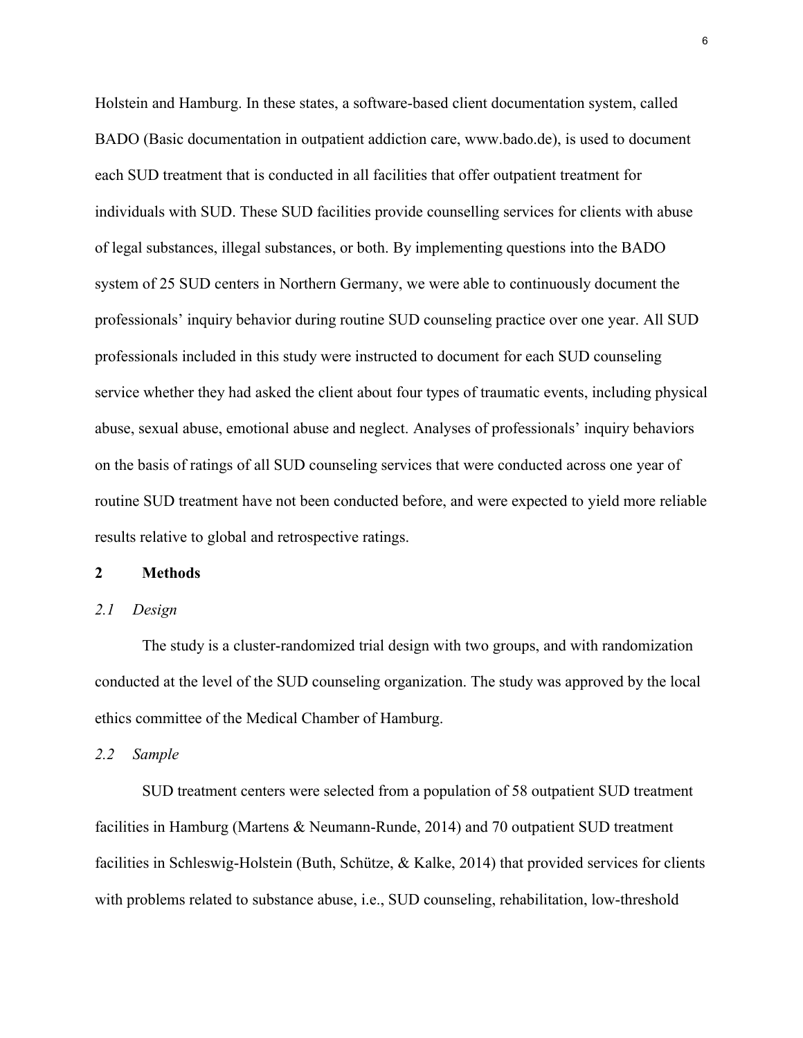Holstein and Hamburg. In these states, a software-based client documentation system, called BADO (Basic documentation in outpatient addiction care, www.bado.de), is used to document each SUD treatment that is conducted in all facilities that offer outpatient treatment for individuals with SUD. These SUD facilities provide counselling services for clients with abuse of legal substances, illegal substances, or both. By implementing questions into the BADO system of 25 SUD centers in Northern Germany, we were able to continuously document the professionals' inquiry behavior during routine SUD counseling practice over one year. All SUD professionals included in this study were instructed to document for each SUD counseling service whether they had asked the client about four types of traumatic events, including physical abuse, sexual abuse, emotional abuse and neglect. Analyses of professionals' inquiry behaviors on the basis of ratings of all SUD counseling services that were conducted across one year of routine SUD treatment have not been conducted before, and were expected to yield more reliable results relative to global and retrospective ratings.

## 2 Methods

### *2.1 Design*

The study is a cluster-randomized trial design with two groups, and with randomization conducted at the level of the SUD counseling organization. The study was approved by the local ethics committee of the Medical Chamber of Hamburg.

### *2.2 Sample*

SUD treatment centers were selected from a population of 58 outpatient SUD treatment facilities in Hamburg (Martens & Neumann-Runde, 2014) and 70 outpatient SUD treatment facilities in Schleswig-Holstein (Buth, Schütze, & Kalke, 2014) that provided services for clients with problems related to substance abuse, i.e., SUD counseling, rehabilitation, low-threshold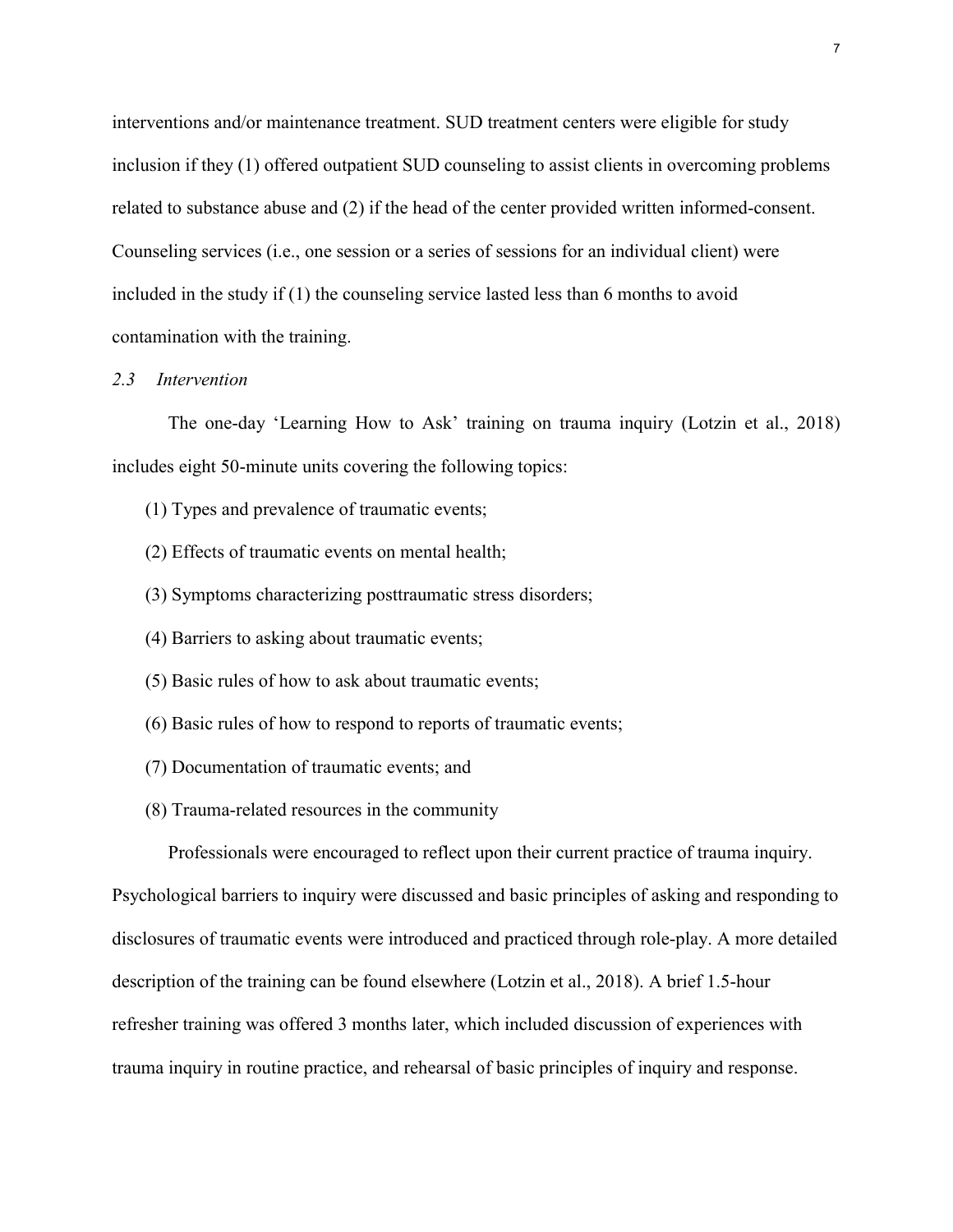interventions and/or maintenance treatment. SUD treatment centers were eligible for study inclusion if they (1) offered outpatient SUD counseling to assist clients in overcoming problems related to substance abuse and (2) if the head of the center provided written informed-consent. Counseling services (i.e., one session or a series of sessions for an individual client) were included in the study if (1) the counseling service lasted less than 6 months to avoid contamination with the training.

### *2.3 Intervention*

The one-day 'Learning How to Ask' training on trauma inquiry (Lotzin et al., 2018) includes eight 50-minute units covering the following topics:

(1) Types and prevalence of traumatic events;

(2) Effects of traumatic events on mental health;

(3) Symptoms characterizing posttraumatic stress disorders;

(4) Barriers to asking about traumatic events;

(5) Basic rules of how to ask about traumatic events;

(6) Basic rules of how to respond to reports of traumatic events;

(7) Documentation of traumatic events; and

(8) Trauma-related resources in the community

Professionals were encouraged to reflect upon their current practice of trauma inquiry. Psychological barriers to inquiry were discussed and basic principles of asking and responding to disclosures of traumatic events were introduced and practiced through role-play. A more detailed description of the training can be found elsewhere (Lotzin et al., 2018). A brief 1.5-hour refresher training was offered 3 months later, which included discussion of experiences with trauma inquiry in routine practice, and rehearsal of basic principles of inquiry and response.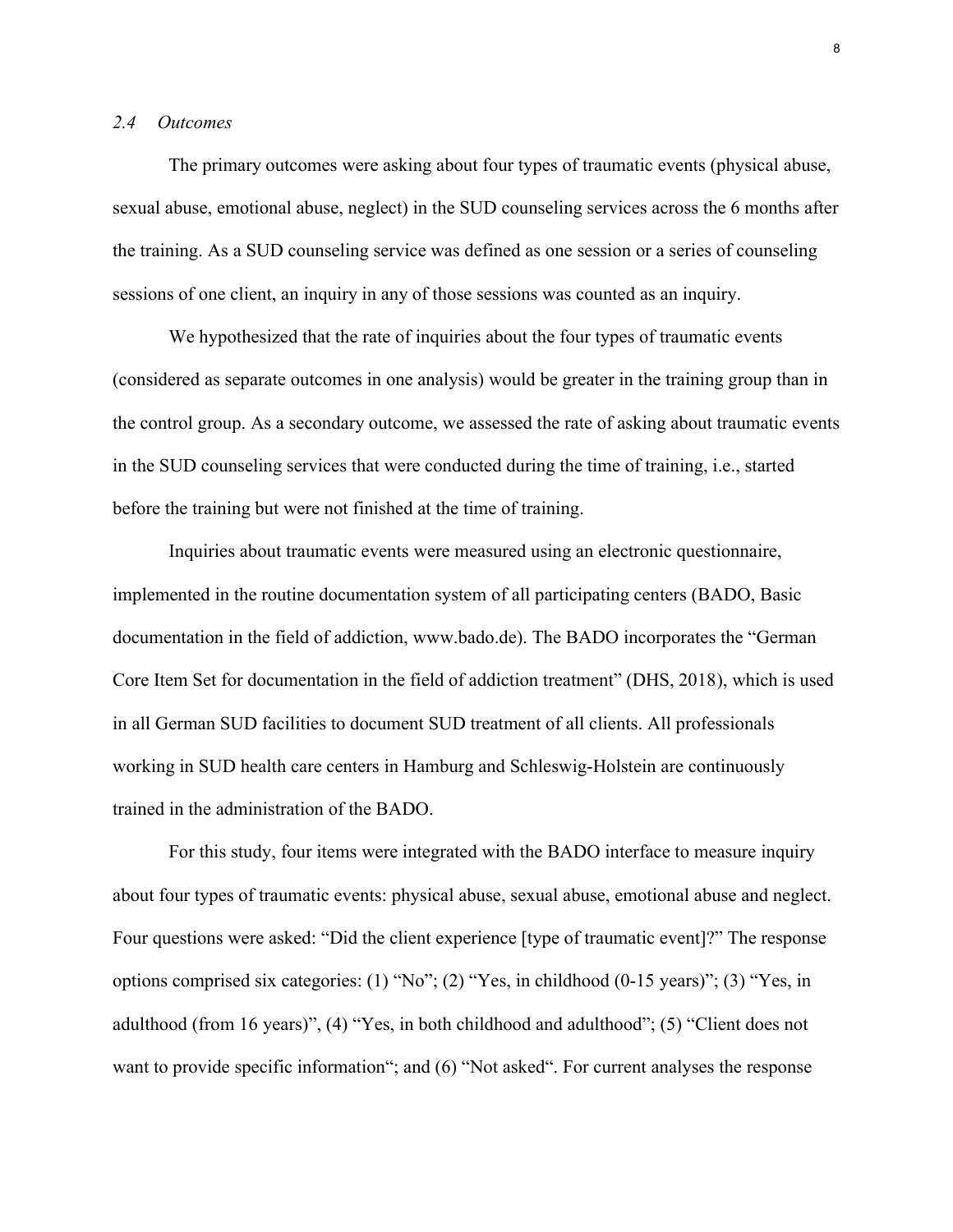### *2.4 Outcomes*

The primary outcomes were asking about four types of traumatic events (physical abuse, sexual abuse, emotional abuse, neglect) in the SUD counseling services across the 6 months after the training. As a SUD counseling service was defined as one session or a series of counseling sessions of one client, an inquiry in any of those sessions was counted as an inquiry.

We hypothesized that the rate of inquiries about the four types of traumatic events (considered as separate outcomes in one analysis) would be greater in the training group than in the control group. As a secondary outcome, we assessed the rate of asking about traumatic events in the SUD counseling services that were conducted during the time of training, i.e., started before the training but were not finished at the time of training.

Inquiries about traumatic events were measured using an electronic questionnaire, implemented in the routine documentation system of all participating centers (BADO, Basic documentation in the field of addiction, www.bado.de). The BADO incorporates the "German Core Item Set for documentation in the field of addiction treatment" (DHS, 2018), which is used in all German SUD facilities to document SUD treatment of all clients. All professionals working in SUD health care centers in Hamburg and Schleswig-Holstein are continuously trained in the administration of the BADO.

For this study, four items were integrated with the BADO interface to measure inquiry about four types of traumatic events: physical abuse, sexual abuse, emotional abuse and neglect. Four questions were asked: "Did the client experience [type of traumatic event]?" The response options comprised six categories: (1) "No"; (2) "Yes, in childhood (0-15 years)"; (3) "Yes, in adulthood (from 16 years)", (4) "Yes, in both childhood and adulthood"; (5) "Client does not want to provide specific information"; and (6) "Not asked". For current analyses the response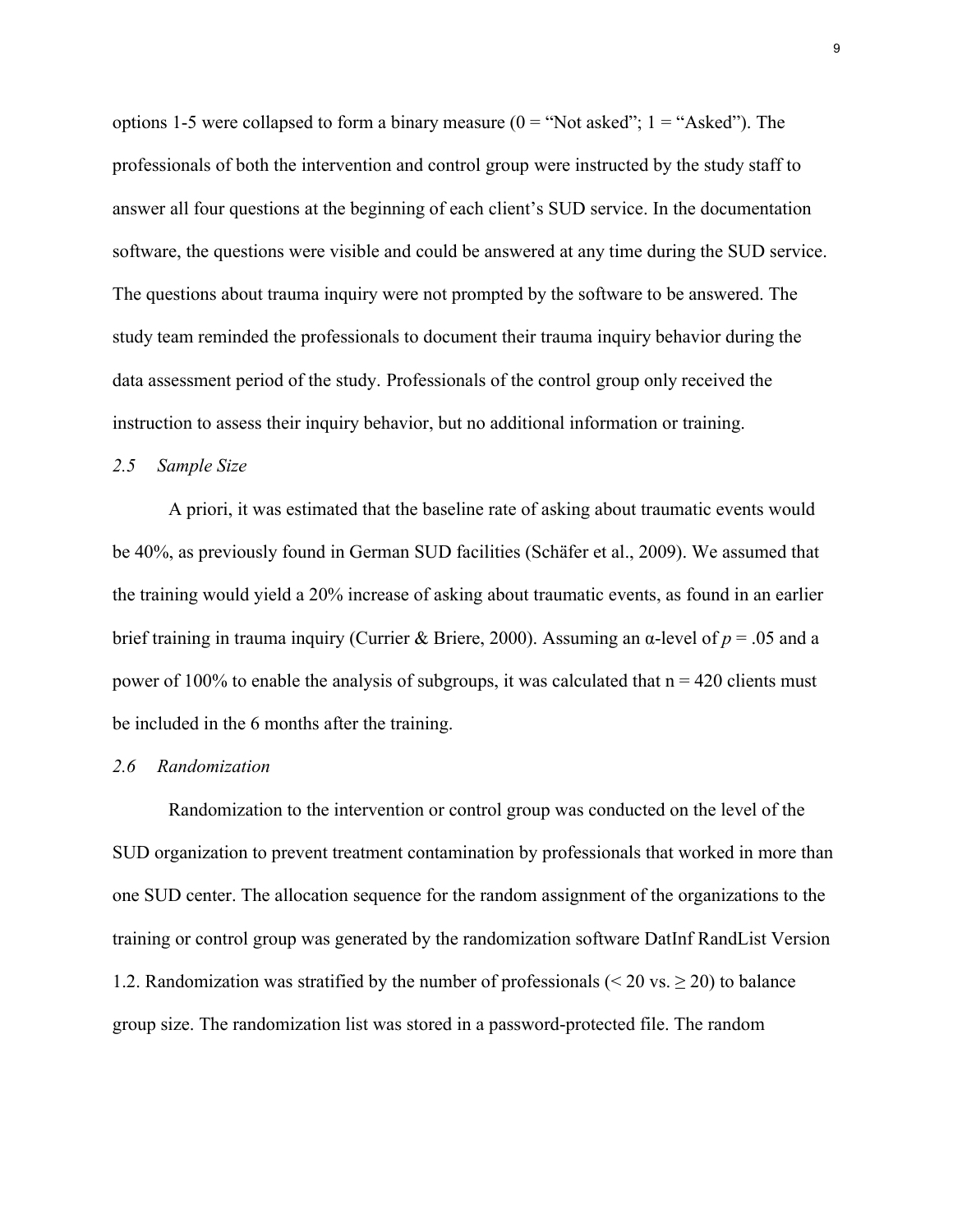options 1-5 were collapsed to form a binary measure (0 = "Not asked"; 1 = "Asked"). The professionals of both the intervention and control group were instructed by the study staff to answer all four questions at the beginning of each client's SUD service. In the documentation software, the questions were visible and could be answered at any time during the SUD service. The questions about trauma inquiry were not prompted by the software to be answered. The study team reminded the professionals to document their trauma inquiry behavior during the data assessment period of the study. Professionals of the control group only received the instruction to assess their inquiry behavior, but no additional information or training.

### *2.5 Sample Size*

A priori, it was estimated that the baseline rate of asking about traumatic events would be 40%, as previously found in German SUD facilities (Schäfer et al., 2009). We assumed that the training would yield a 20% increase of asking about traumatic events, as found in an earlier brief training in trauma inquiry (Currier & Briere, 2000). Assuming an α-level of $p = .05$ and a power of 100% to enable the analysis of subgroups, it was calculated that n = 420 clients must be included in the 6 months after the training.

### *2.6 Randomization*

Randomization to the intervention or control group was conducted on the level of the SUD organization to prevent treatment contamination by professionals that worked in more than one SUD center. The allocation sequence for the random assignment of the organizations to the training or control group was generated by the randomization software DatInf RandList Version 1.2. Randomization was stratified by the number of professionals ($< 20$ vs. $\geq 20$) to balance group size. The randomization list was stored in a password-protected file. The random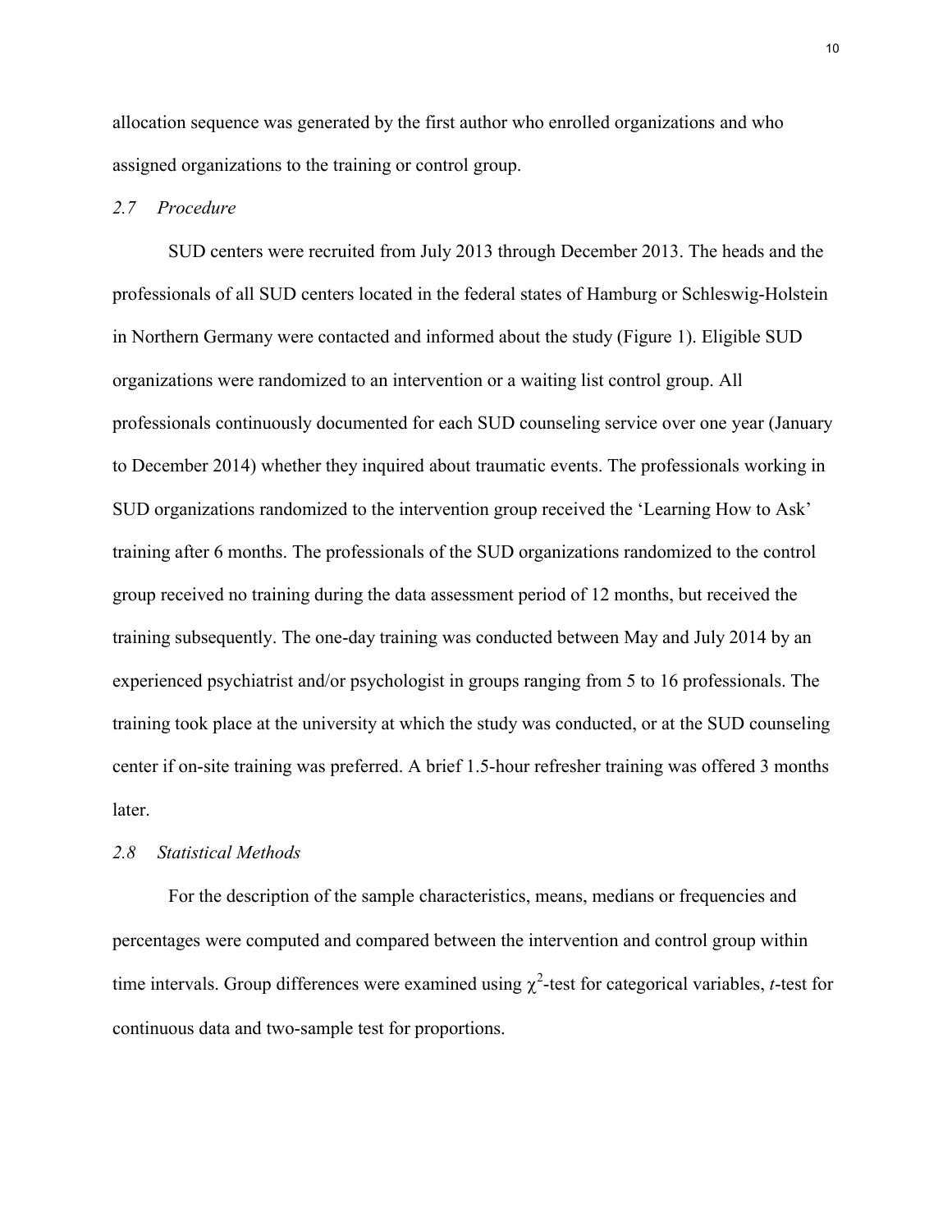allocation sequence was generated by the first author who enrolled organizations and who assigned organizations to the training or control group.

### *2.7 Procedure*

SUD centers were recruited from July 2013 through December 2013. The heads and the professionals of all SUD centers located in the federal states of Hamburg or Schleswig-Holstein in Northern Germany were contacted and informed about the study (Figure 1). Eligible SUD organizations were randomized to an intervention or a waiting list control group. All professionals continuously documented for each SUD counseling service over one year (January to December 2014) whether they inquired about traumatic events. The professionals working in SUD organizations randomized to the intervention group received the 'Learning How to Ask' training after 6 months. The professionals of the SUD organizations randomized to the control group received no training during the data assessment period of 12 months, but received the training subsequently. The one-day training was conducted between May and July 2014 by an experienced psychiatrist and/or psychologist in groups ranging from 5 to 16 professionals. The training took place at the university at which the study was conducted, or at the SUD counseling center if on-site training was preferred. A brief 1.5-hour refresher training was offered 3 months later.

### *2.8 Statistical Methods*

For the description of the sample characteristics, means, medians or frequencies and percentages were computed and compared between the intervention and control group within time intervals. Group differences were examined using $\chi^2$-test for categorical variables, *t*-test for continuous data and two-sample test for proportions.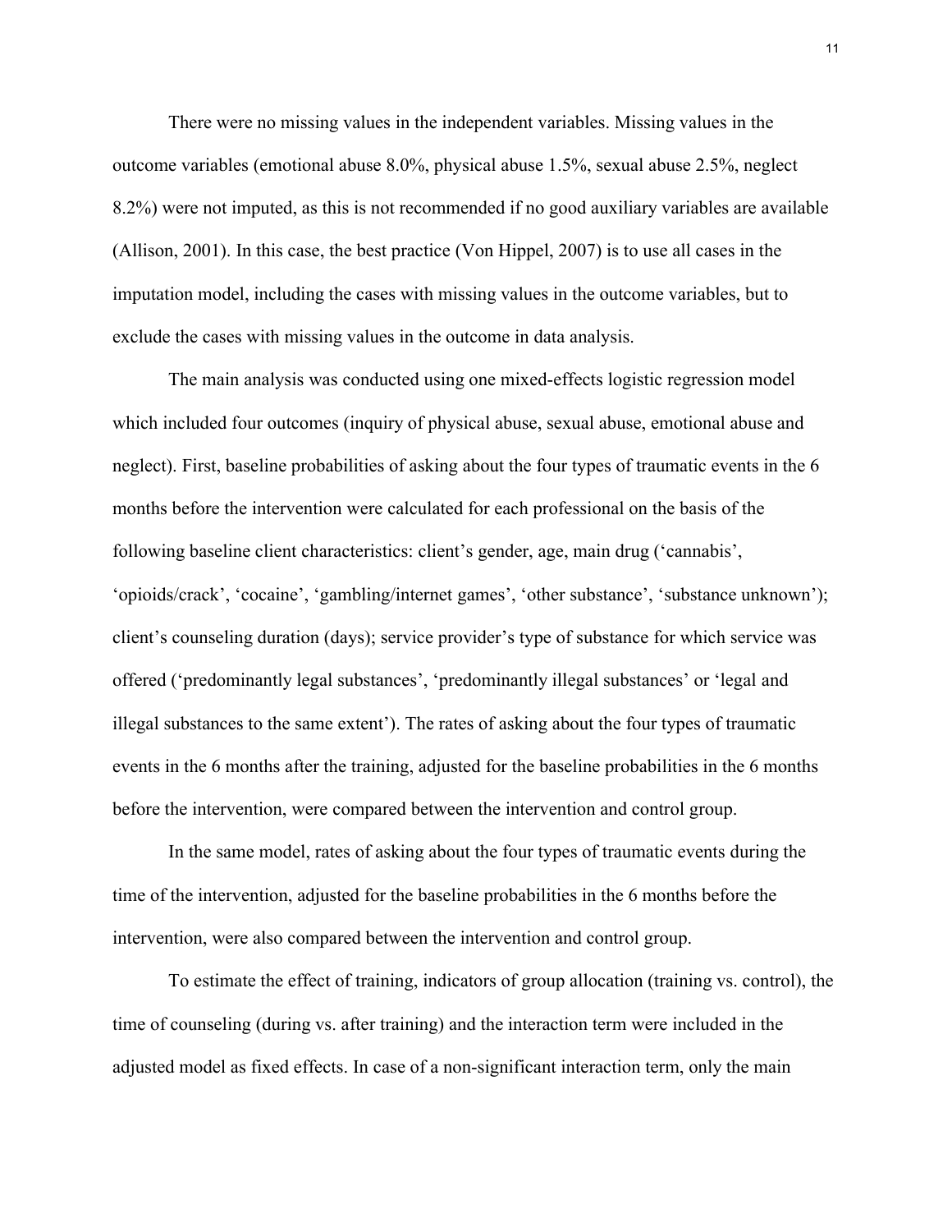There were no missing values in the independent variables. Missing values in the outcome variables (emotional abuse 8.0%, physical abuse 1.5%, sexual abuse 2.5%, neglect 8.2%) were not imputed, as this is not recommended if no good auxiliary variables are available (Allison, 2001). In this case, the best practice (Von Hippel, 2007) is to use all cases in the imputation model, including the cases with missing values in the outcome variables, but to exclude the cases with missing values in the outcome in data analysis.

The main analysis was conducted using one mixed-effects logistic regression model which included four outcomes (inquiry of physical abuse, sexual abuse, emotional abuse and neglect). First, baseline probabilities of asking about the four types of traumatic events in the 6 months before the intervention were calculated for each professional on the basis of the following baseline client characteristics: client's gender, age, main drug ('cannabis', 'opioids/crack', 'cocaine', 'gambling/internet games', 'other substance', 'substance unknown'); client's counseling duration (days); service provider's type of substance for which service was offered ('predominantly legal substances', 'predominantly illegal substances' or 'legal and illegal substances to the same extent'). The rates of asking about the four types of traumatic events in the 6 months after the training, adjusted for the baseline probabilities in the 6 months before the intervention, were compared between the intervention and control group.

In the same model, rates of asking about the four types of traumatic events during the time of the intervention, adjusted for the baseline probabilities in the 6 months before the intervention, were also compared between the intervention and control group.

To estimate the effect of training, indicators of group allocation (training vs. control), the time of counseling (during vs. after training) and the interaction term were included in the adjusted model as fixed effects. In case of a non-significant interaction term, only the main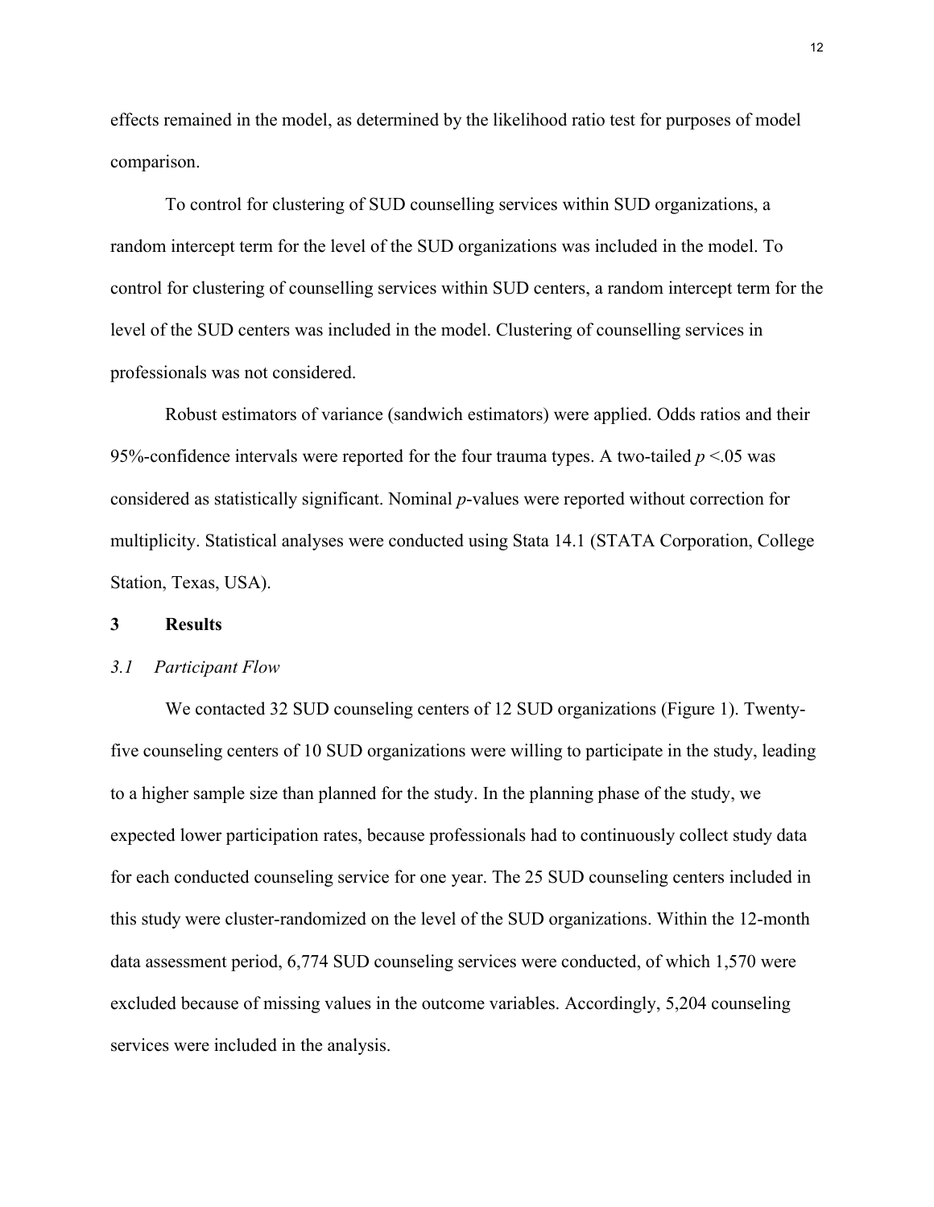effects remained in the model, as determined by the likelihood ratio test for purposes of model comparison.

To control for clustering of SUD counselling services within SUD organizations, a random intercept term for the level of the SUD organizations was included in the model. To control for clustering of counselling services within SUD centers, a random intercept term for the level of the SUD centers was included in the model. Clustering of counselling services in professionals was not considered.

Robust estimators of variance (sandwich estimators) were applied. Odds ratios and their 95%-confidence intervals were reported for the four trauma types. A two-tailed $p$ <.05 was considered as statistically significant. Nominal $p$-values were reported without correction for multiplicity. Statistical analyses were conducted using Stata 14.1 (STATA Corporation, College Station, Texas, USA).

## 3 Results

### *3.1 Participant Flow*

We contacted 32 SUD counseling centers of 12 SUD organizations (Figure 1). Twenty-five counseling centers of 10 SUD organizations were willing to participate in the study, leading to a higher sample size than planned for the study. In the planning phase of the study, we expected lower participation rates, because professionals had to continuously collect study data for each conducted counseling service for one year. The 25 SUD counseling centers included in this study were cluster-randomized on the level of the SUD organizations. Within the 12-month data assessment period, 6,774 SUD counseling services were conducted, of which 1,570 were excluded because of missing values in the outcome variables. Accordingly, 5,204 counseling services were included in the analysis.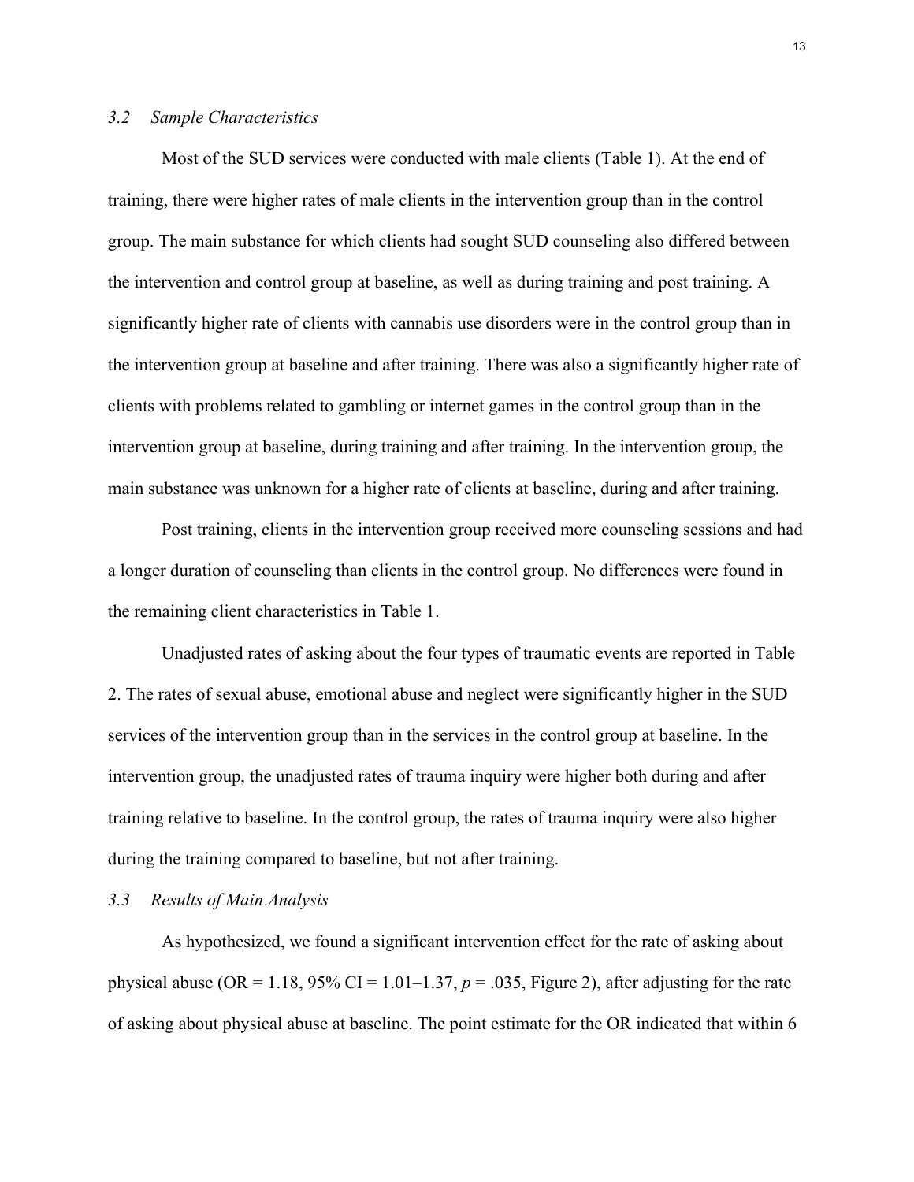### *3.2 Sample Characteristics*

Most of the SUD services were conducted with male clients (Table 1). At the end of training, there were higher rates of male clients in the intervention group than in the control group. The main substance for which clients had sought SUD counseling also differed between the intervention and control group at baseline, as well as during training and post training. A significantly higher rate of clients with cannabis use disorders were in the control group than in the intervention group at baseline and after training. There was also a significantly higher rate of clients with problems related to gambling or internet games in the control group than in the intervention group at baseline, during training and after training. In the intervention group, the main substance was unknown for a higher rate of clients at baseline, during and after training.

Post training, clients in the intervention group received more counseling sessions and had a longer duration of counseling than clients in the control group. No differences were found in the remaining client characteristics in Table 1.

Unadjusted rates of asking about the four types of traumatic events are reported in Table 2. The rates of sexual abuse, emotional abuse and neglect were significantly higher in the SUD services of the intervention group than in the services in the control group at baseline. In the intervention group, the unadjusted rates of trauma inquiry were higher both during and after training relative to baseline. In the control group, the rates of trauma inquiry were also higher during the training compared to baseline, but not after training.

### *3.3 Results of Main Analysis*

As hypothesized, we found a significant intervention effect for the rate of asking about physical abuse (OR = 1.18, 95% CI = 1.01–1.37, $p = .035$, Figure 2), after adjusting for the rate of asking about physical abuse at baseline. The point estimate for the OR indicated that within 6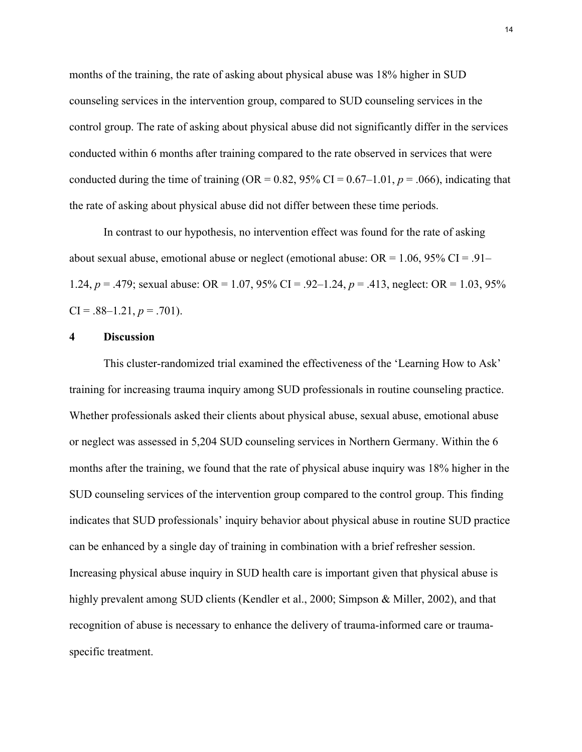months of the training, the rate of asking about physical abuse was 18% higher in SUD counseling services in the intervention group, compared to SUD counseling services in the control group. The rate of asking about physical abuse did not significantly differ in the services conducted within 6 months after training compared to the rate observed in services that were conducted during the time of training (OR = 0.82, 95% CI = 0.67–1.01, $p$ = .066), indicating that the rate of asking about physical abuse did not differ between these time periods.

In contrast to our hypothesis, no intervention effect was found for the rate of asking about sexual abuse, emotional abuse or neglect (emotional abuse: OR = 1.06, 95% CI = .91–1.24, $p$ = .479; sexual abuse: OR = 1.07, 95% CI = .92–1.24, $p$ = .413, neglect: OR = 1.03, 95% CI = .88–1.21, $p$ = .701).

## 4 Discussion

This cluster-randomized trial examined the effectiveness of the 'Learning How to Ask' training for increasing trauma inquiry among SUD professionals in routine counseling practice. Whether professionals asked their clients about physical abuse, sexual abuse, emotional abuse or neglect was assessed in 5,204 SUD counseling services in Northern Germany. Within the 6 months after the training, we found that the rate of physical abuse inquiry was 18% higher in the SUD counseling services of the intervention group compared to the control group. This finding indicates that SUD professionals' inquiry behavior about physical abuse in routine SUD practice can be enhanced by a single day of training in combination with a brief refresher session. Increasing physical abuse inquiry in SUD health care is important given that physical abuse is highly prevalent among SUD clients (Kendler et al., 2000; Simpson & Miller, 2002), and that recognition of abuse is necessary to enhance the delivery of trauma-informed care or trauma-specific treatment.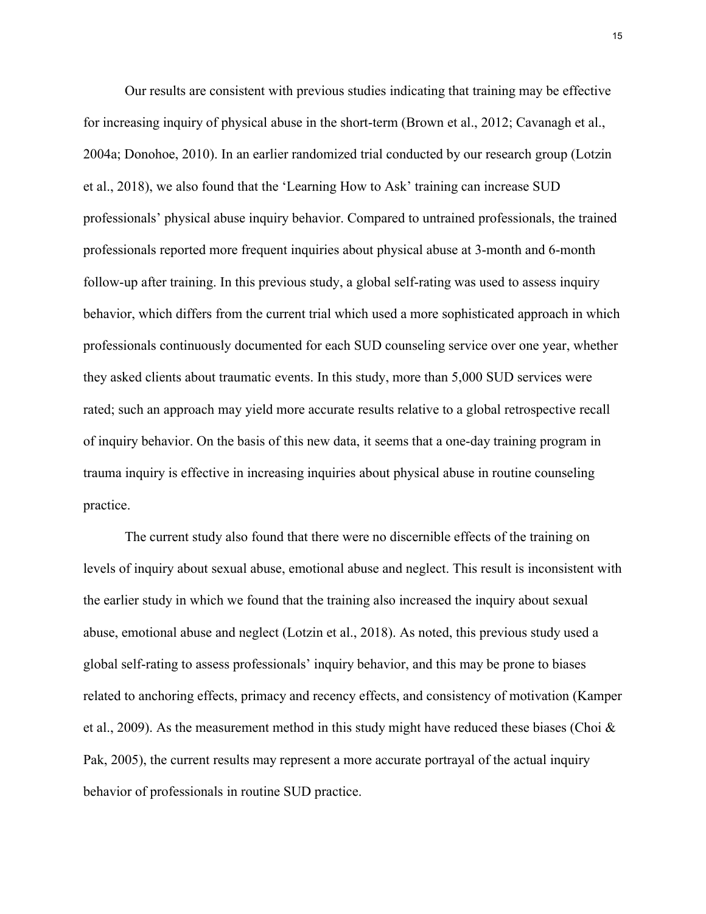Our results are consistent with previous studies indicating that training may be effective for increasing inquiry of physical abuse in the short-term (Brown et al., 2012; Cavanagh et al., 2004a; Donohoe, 2010). In an earlier randomized trial conducted by our research group (Lotzin et al., 2018), we also found that the 'Learning How to Ask' training can increase SUD professionals' physical abuse inquiry behavior. Compared to untrained professionals, the trained professionals reported more frequent inquiries about physical abuse at 3-month and 6-month follow-up after training. In this previous study, a global self-rating was used to assess inquiry behavior, which differs from the current trial which used a more sophisticated approach in which professionals continuously documented for each SUD counseling service over one year, whether they asked clients about traumatic events. In this study, more than 5,000 SUD services were rated; such an approach may yield more accurate results relative to a global retrospective recall of inquiry behavior. On the basis of this new data, it seems that a one-day training program in trauma inquiry is effective in increasing inquiries about physical abuse in routine counseling practice.

The current study also found that there were no discernible effects of the training on levels of inquiry about sexual abuse, emotional abuse and neglect. This result is inconsistent with the earlier study in which we found that the training also increased the inquiry about sexual abuse, emotional abuse and neglect (Lotzin et al., 2018). As noted, this previous study used a global self-rating to assess professionals' inquiry behavior, and this may be prone to biases related to anchoring effects, primacy and recency effects, and consistency of motivation (Kamper et al., 2009). As the measurement method in this study might have reduced these biases (Choi & Pak, 2005), the current results may represent a more accurate portrayal of the actual inquiry behavior of professionals in routine SUD practice.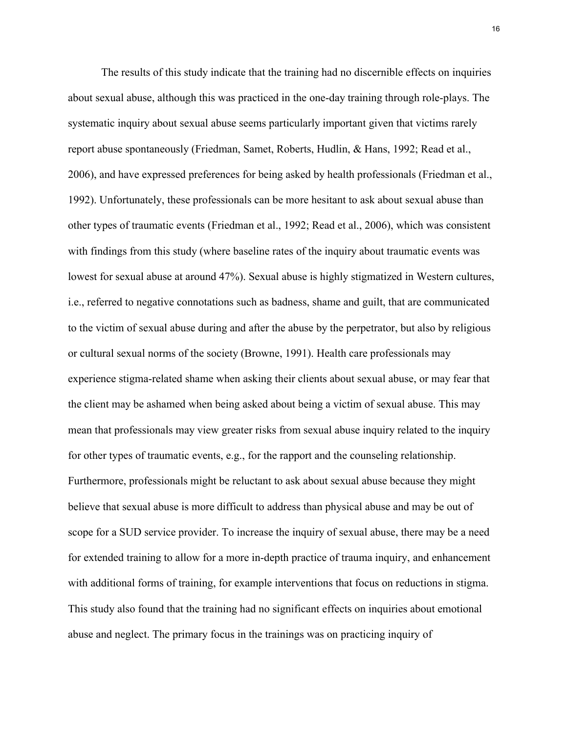The results of this study indicate that the training had no discernible effects on inquiries about sexual abuse, although this was practiced in the one-day training through role-plays. The systematic inquiry about sexual abuse seems particularly important given that victims rarely report abuse spontaneously (Friedman, Samet, Roberts, Hudlin, & Hans, 1992; Read et al., 2006), and have expressed preferences for being asked by health professionals (Friedman et al., 1992). Unfortunately, these professionals can be more hesitant to ask about sexual abuse than other types of traumatic events (Friedman et al., 1992; Read et al., 2006), which was consistent with findings from this study (where baseline rates of the inquiry about traumatic events was lowest for sexual abuse at around 47%). Sexual abuse is highly stigmatized in Western cultures, i.e., referred to negative connotations such as badness, shame and guilt, that are communicated to the victim of sexual abuse during and after the abuse by the perpetrator, but also by religious or cultural sexual norms of the society (Browne, 1991). Health care professionals may experience stigma-related shame when asking their clients about sexual abuse, or may fear that the client may be ashamed when being asked about being a victim of sexual abuse. This may mean that professionals may view greater risks from sexual abuse inquiry related to the inquiry for other types of traumatic events, e.g., for the rapport and the counseling relationship. Furthermore, professionals might be reluctant to ask about sexual abuse because they might believe that sexual abuse is more difficult to address than physical abuse and may be out of scope for a SUD service provider. To increase the inquiry of sexual abuse, there may be a need for extended training to allow for a more in-depth practice of trauma inquiry, and enhancement with additional forms of training, for example interventions that focus on reductions in stigma. This study also found that the training had no significant effects on inquiries about emotional abuse and neglect. The primary focus in the trainings was on practicing inquiry of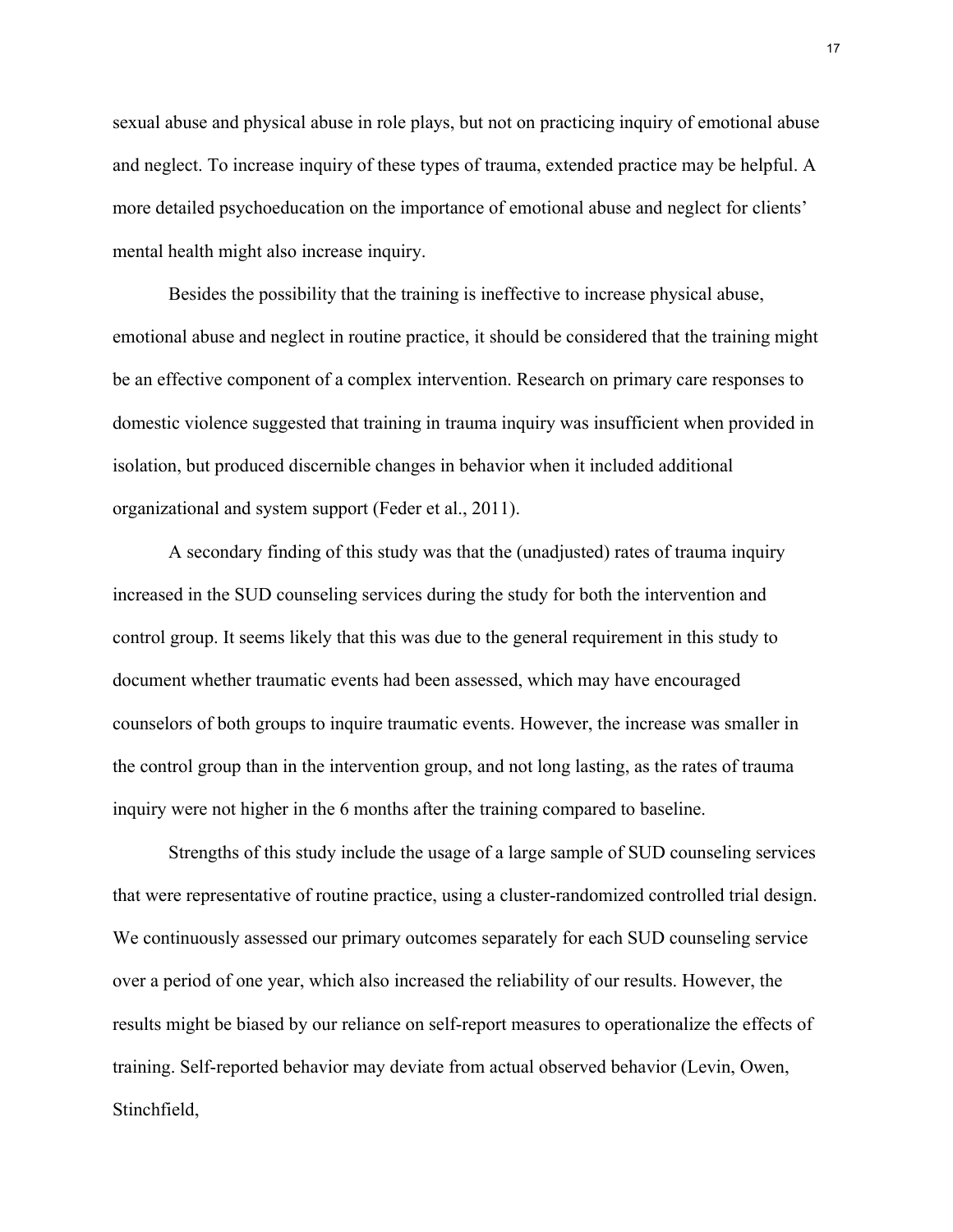sexual abuse and physical abuse in role plays, but not on practicing inquiry of emotional abuse and neglect. To increase inquiry of these types of trauma, extended practice may be helpful. A more detailed psychoeducation on the importance of emotional abuse and neglect for clients' mental health might also increase inquiry.

Besides the possibility that the training is ineffective to increase physical abuse, emotional abuse and neglect in routine practice, it should be considered that the training might be an effective component of a complex intervention. Research on primary care responses to domestic violence suggested that training in trauma inquiry was insufficient when provided in isolation, but produced discernible changes in behavior when it included additional organizational and system support (Feder et al., 2011).

A secondary finding of this study was that the (unadjusted) rates of trauma inquiry increased in the SUD counseling services during the study for both the intervention and control group. It seems likely that this was due to the general requirement in this study to document whether traumatic events had been assessed, which may have encouraged counselors of both groups to inquire traumatic events. However, the increase was smaller in the control group than in the intervention group, and not long lasting, as the rates of trauma inquiry were not higher in the 6 months after the training compared to baseline.

Strengths of this study include the usage of a large sample of SUD counseling services that were representative of routine practice, using a cluster-randomized controlled trial design. We continuously assessed our primary outcomes separately for each SUD counseling service over a period of one year, which also increased the reliability of our results. However, the results might be biased by our reliance on self-report measures to operationalize the effects of training. Self-reported behavior may deviate from actual observed behavior (Levin, Owen, Stinchfield,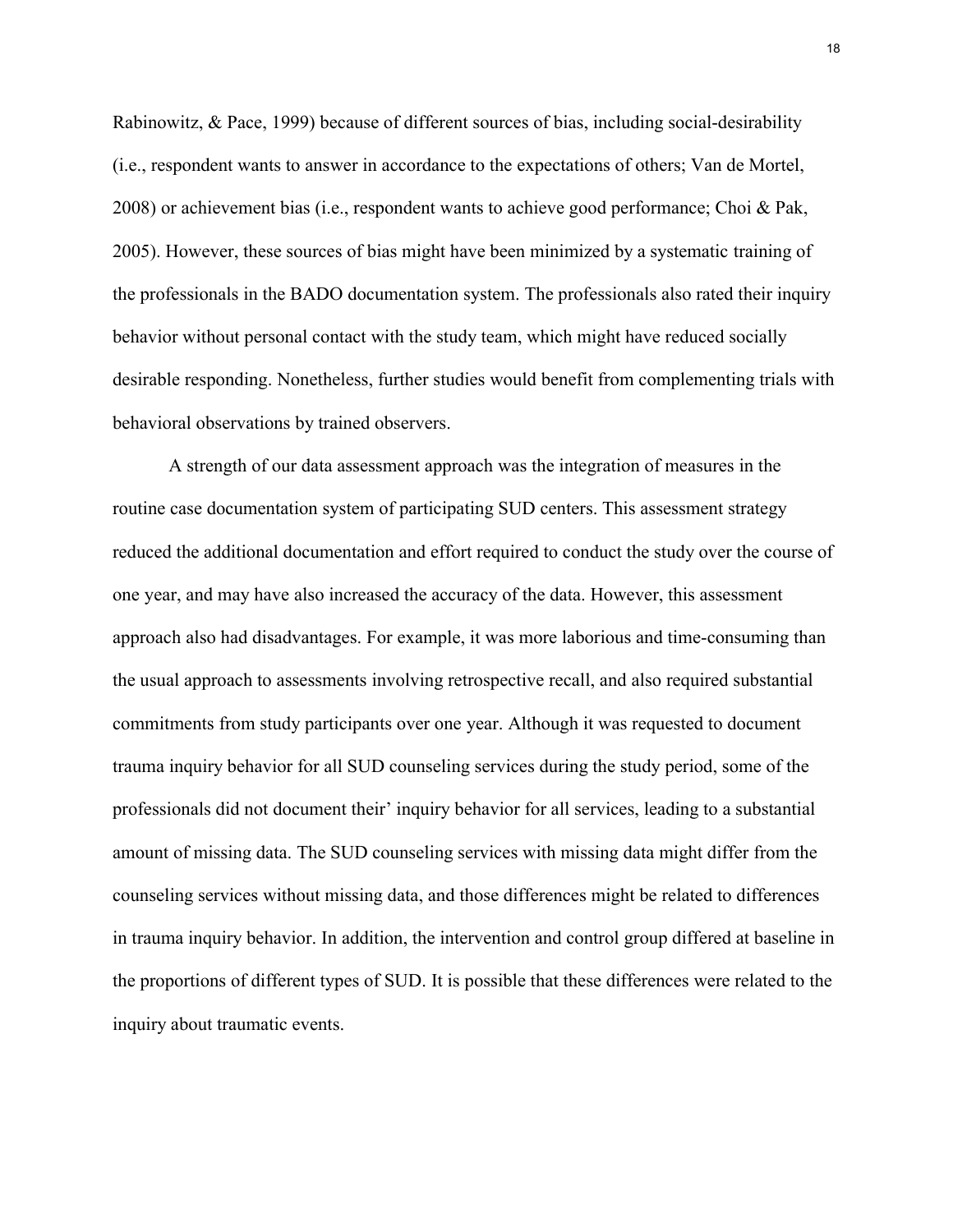Rabinowitz, & Pace, 1999) because of different sources of bias, including social-desirability (i.e., respondent wants to answer in accordance to the expectations of others; Van de Mortel, 2008) or achievement bias (i.e., respondent wants to achieve good performance; Choi & Pak, 2005). However, these sources of bias might have been minimized by a systematic training of the professionals in the BADO documentation system. The professionals also rated their inquiry behavior without personal contact with the study team, which might have reduced socially desirable responding. Nonetheless, further studies would benefit from complementing trials with behavioral observations by trained observers.

A strength of our data assessment approach was the integration of measures in the routine case documentation system of participating SUD centers. This assessment strategy reduced the additional documentation and effort required to conduct the study over the course of one year, and may have also increased the accuracy of the data. However, this assessment approach also had disadvantages. For example, it was more laborious and time-consuming than the usual approach to assessments involving retrospective recall, and also required substantial commitments from study participants over one year. Although it was requested to document trauma inquiry behavior for all SUD counseling services during the study period, some of the professionals did not document their' inquiry behavior for all services, leading to a substantial amount of missing data. The SUD counseling services with missing data might differ from the counseling services without missing data, and those differences might be related to differences in trauma inquiry behavior. In addition, the intervention and control group differed at baseline in the proportions of different types of SUD. It is possible that these differences were related to the inquiry about traumatic events.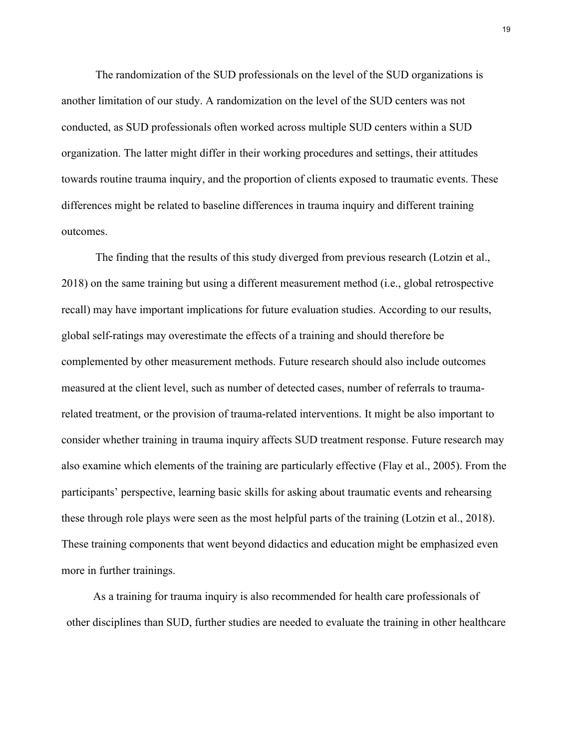The randomization of the SUD professionals on the level of the SUD organizations is another limitation of our study. A randomization on the level of the SUD centers was not conducted, as SUD professionals often worked across multiple SUD centers within a SUD organization. The latter might differ in their working procedures and settings, their attitudes towards routine trauma inquiry, and the proportion of clients exposed to traumatic events. These differences might be related to baseline differences in trauma inquiry and different training outcomes.

The finding that the results of this study diverged from previous research (Lotzin et al., 2018) on the same training but using a different measurement method (i.e., global retrospective recall) may have important implications for future evaluation studies. According to our results, global self-ratings may overestimate the effects of a training and should therefore be complemented by other measurement methods. Future research should also include outcomes measured at the client level, such as number of detected cases, number of referrals to trauma-related treatment, or the provision of trauma-related interventions. It might be also important to consider whether training in trauma inquiry affects SUD treatment response. Future research may also examine which elements of the training are particularly effective (Flay et al., 2005). From the participants' perspective, learning basic skills for asking about traumatic events and rehearsing these through role plays were seen as the most helpful parts of the training (Lotzin et al., 2018). These training components that went beyond didactics and education might be emphasized even more in further trainings.

As a training for trauma inquiry is also recommended for health care professionals of other disciplines than SUD, further studies are needed to evaluate the training in other healthcare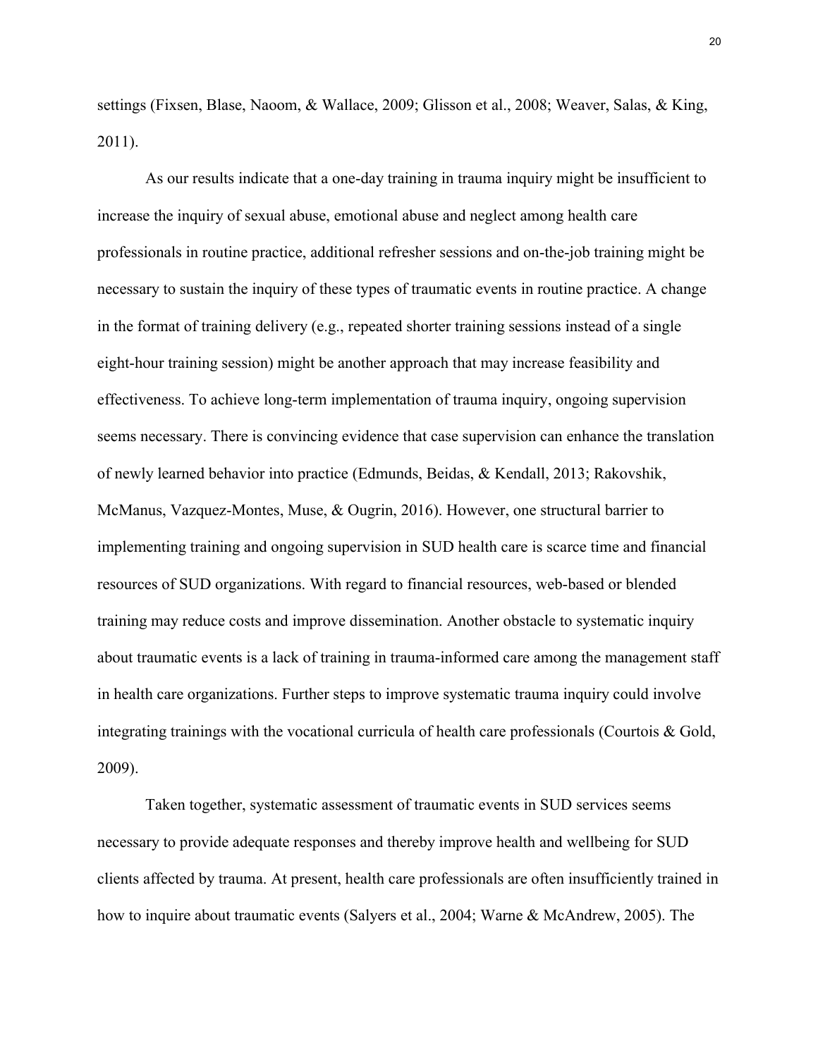settings (Fixsen, Blase, Naoom, & Wallace, 2009; Glisson et al., 2008; Weaver, Salas, & King, 2011).

As our results indicate that a one-day training in trauma inquiry might be insufficient to increase the inquiry of sexual abuse, emotional abuse and neglect among health care professionals in routine practice, additional refresher sessions and on-the-job training might be necessary to sustain the inquiry of these types of traumatic events in routine practice. A change in the format of training delivery (e.g., repeated shorter training sessions instead of a single eight-hour training session) might be another approach that may increase feasibility and effectiveness. To achieve long-term implementation of trauma inquiry, ongoing supervision seems necessary. There is convincing evidence that case supervision can enhance the translation of newly learned behavior into practice (Edmunds, Beidas, & Kendall, 2013; Rakovshik, McManus, Vazquez-Montes, Muse, & Ougrin, 2016). However, one structural barrier to implementing training and ongoing supervision in SUD health care is scarce time and financial resources of SUD organizations. With regard to financial resources, web-based or blended training may reduce costs and improve dissemination. Another obstacle to systematic inquiry about traumatic events is a lack of training in trauma-informed care among the management staff in health care organizations. Further steps to improve systematic trauma inquiry could involve integrating trainings with the vocational curricula of health care professionals (Courtois & Gold, 2009).

Taken together, systematic assessment of traumatic events in SUD services seems necessary to provide adequate responses and thereby improve health and wellbeing for SUD clients affected by trauma. At present, health care professionals are often insufficiently trained in how to inquire about traumatic events (Salyers et al., 2004; Warne & McAndrew, 2005). The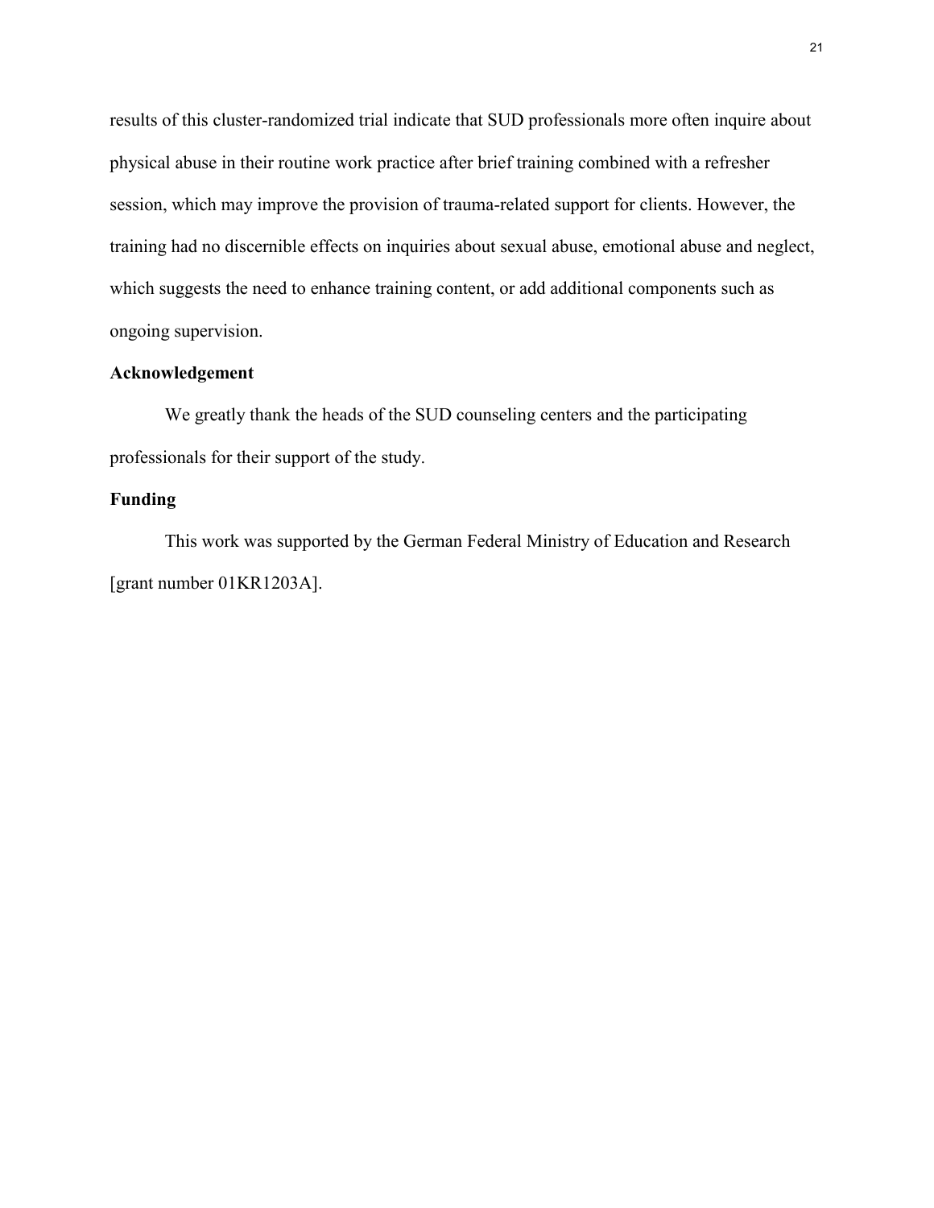results of this cluster-randomized trial indicate that SUD professionals more often inquire about physical abuse in their routine work practice after brief training combined with a refresher session, which may improve the provision of trauma-related support for clients. However, the training had no discernible effects on inquiries about sexual abuse, emotional abuse and neglect, which suggests the need to enhance training content, or add additional components such as ongoing supervision.

## Acknowledgement

We greatly thank the heads of the SUD counseling centers and the participating professionals for their support of the study.

## Funding

This work was supported by the German Federal Ministry of Education and Research [grant number 01KR1203A].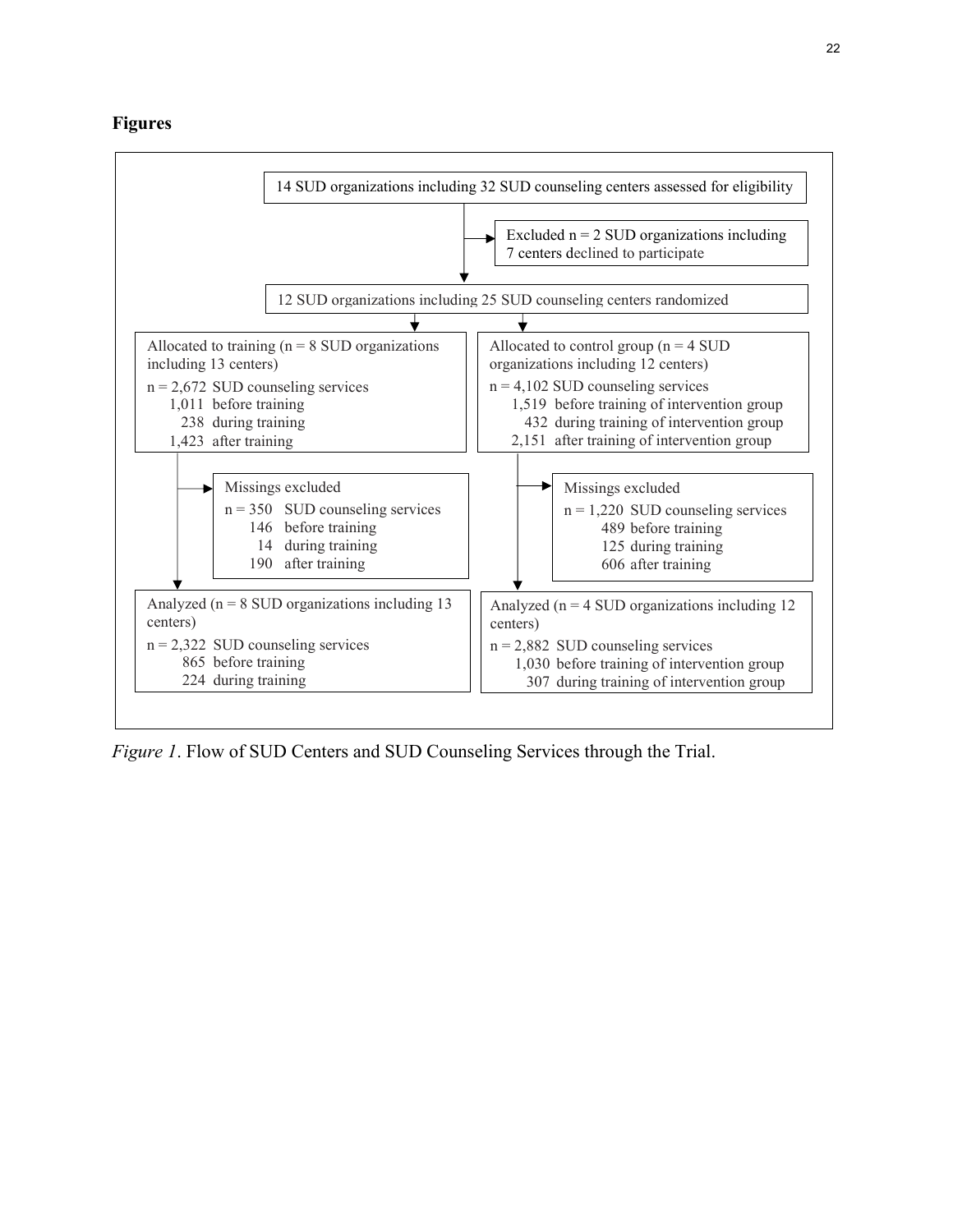**Figures**

14 SUD organizations including 32 SUD counseling centers assessed for eligibility

Excluded n = 2 SUD organizations including 7 centers declined to participate

12 SUD organizations including 25 SUD counseling centers randomized

Allocated to training (n = 8 SUD organizations including 13 centers)
n = 2,672 SUD counseling services
1,011 before training
238 during training
1,423 after training

Allocated to control group (n = 4 SUD organizations including 12 centers)
n = 4,102 SUD counseling services
1,519 before training of intervention group
432 during training of intervention group
2,151 after training of intervention group

Missings excluded
n = 350 SUD counseling services
146 before training
14 during training
190 after training

Missings excluded
n = 1,220 SUD counseling services
489 before training
125 during training
606 after training

Analyzed (n = 8 SUD organizations including 13 centers)
n = 2,322 SUD counseling services
865 before training
224 during training

Analyzed (n = 4 SUD organizations including 12 centers)
n = 2,882 SUD counseling services
1,030 before training of intervention group
307 during training of intervention group

*Figure 1*. Flow of SUD Centers and SUD Counseling Services through the Trial.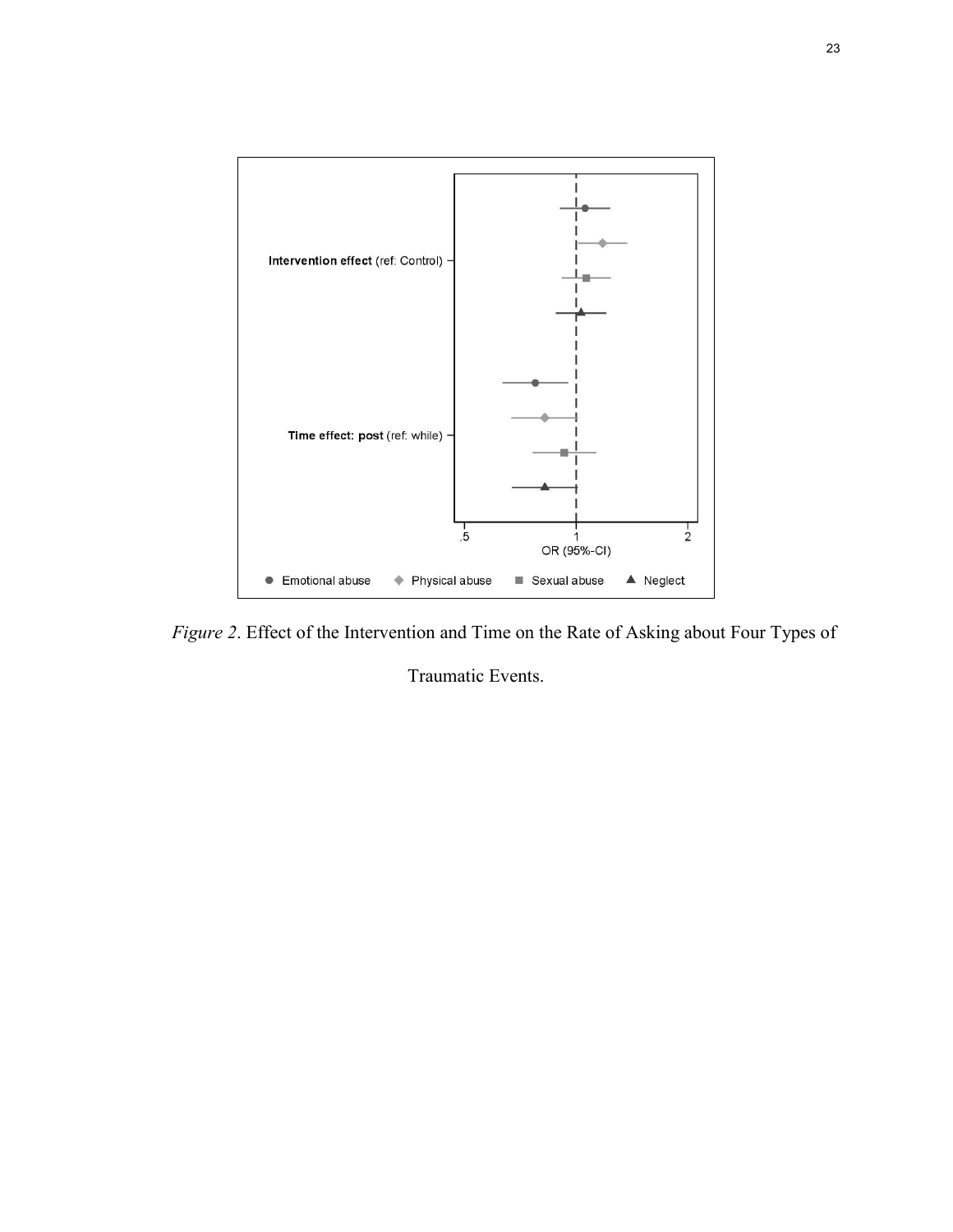Intervention effect (ref: Control)

Time effect: post (ref: while)

.5

1

2

OR (95%-CI)

Emotional abuse

Physical abuse

Sexual abuse

Neglect

*Figure 2*. Effect of the Intervention and Time on the Rate of Asking about Four Types of Traumatic Events.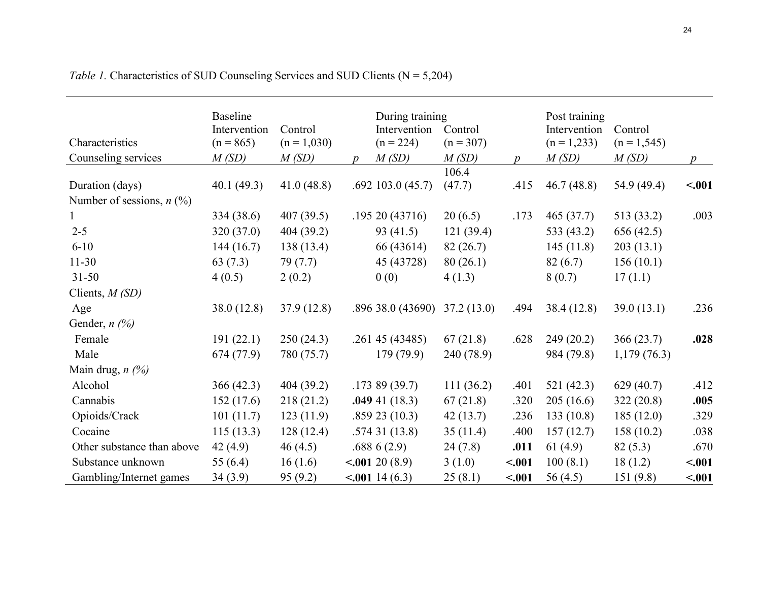*Table 1.* Characteristics of SUD Counseling Services and SUD Clients (N = 5,204)

| Characteristics | Baseline Intervention (n = 865) | Control (n = 1,030) | | During training Intervention (n = 224) | Control (n = 307) | | Post training Intervention (n = 1,233) | Control (n = 1,545) | |
|---|---|---|---|---|---|---|---|---|---|
| Counseling services | *M (SD)* | *M (SD)* | *p* | *M (SD)* | *M (SD)* | *p* | *M (SD)* | *M (SD)* | *p* |
| Duration (days) | 40.1 (49.3) | 41.0 (48.8) | .692 | 103.0 (45.7) | 106.4 (47.7) | .415 | 46.7 (48.8) | 54.9 (49.4) | **<.001** |
| Number of sessions, *n* (%) | | | | | | | | | |
| 1 | 334 (38.6) | 407 (39.5) | .195 | 20 (43716) | 20 (6.5) | .173 | 465 (37.7) | 513 (33.2) | .003 |
| 2-5 | 320 (37.0) | 404 (39.2) | | 93 (41.5) | 121 (39.4) | | 533 (43.2) | 656 (42.5) | |
| 6-10 | 144 (16.7) | 138 (13.4) | | 66 (43614) | 82 (26.7) | | 145 (11.8) | 203 (13.1) | |
| 11-30 | 63 (7.3) | 79 (7.7) | | 45 (43728) | 80 (26.1) | | 82 (6.7) | 156 (10.1) | |
| 31-50 | 4 (0.5) | 2 (0.2) | | 0 (0) | 4 (1.3) | | 8 (0.7) | 17 (1.1) | |
| Clients, *M (SD)* | | | | | | | | | |
| Age | 38.0 (12.8) | 37.9 (12.8) | .896 | 38.0 (43690) | 37.2 (13.0) | .494 | 38.4 (12.8) | 39.0 (13.1) | .236 |
| Gender, *n (%)* | | | | | | | | | |
| Female | 191 (22.1) | 250 (24.3) | .261 | 45 (43485) | 67 (21.8) | .628 | 249 (20.2) | 366 (23.7) | **.028** |
| Male | 674 (77.9) | 780 (75.7) | | 179 (79.9) | 240 (78.9) | | 984 (79.8) | 1,179 (76.3) | |
| Main drug, *n (%)* | | | | | | | | | |
| Alcohol | 366 (42.3) | 404 (39.2) | .173 | 89 (39.7) | 111 (36.2) | .401 | 521 (42.3) | 629 (40.7) | .412 |
| Cannabis | 152 (17.6) | 218 (21.2) | **.049** | 41 (18.3) | 67 (21.8) | .320 | 205 (16.6) | 322 (20.8) | **.005** |
| Opioids/Crack | 101 (11.7) | 123 (11.9) | .859 | 23 (10.3) | 42 (13.7) | .236 | 133 (10.8) | 185 (12.0) | .329 |
| Cocaine | 115 (13.3) | 128 (12.4) | .574 | 31 (13.8) | 35 (11.4) | .400 | 157 (12.7) | 158 (10.2) | .038 |
| Other substance than above | 42 (4.9) | 46 (4.5) | .688 | 6 (2.9) | 24 (7.8) | **.011** | 61 (4.9) | 82 (5.3) | .670 |
| Substance unknown | 55 (6.4) | 16 (1.6) | **<.001** | 20 (8.9) | 3 (1.0) | **<.001** | 100 (8.1) | 18 (1.2) | **<.001** |
| Gambling/Internet games | 34 (3.9) | 95 (9.2) | **<.001** | 14 (6.3) | 25 (8.1) | **<.001** | 56 (4.5) | 151 (9.8) | **<.001** |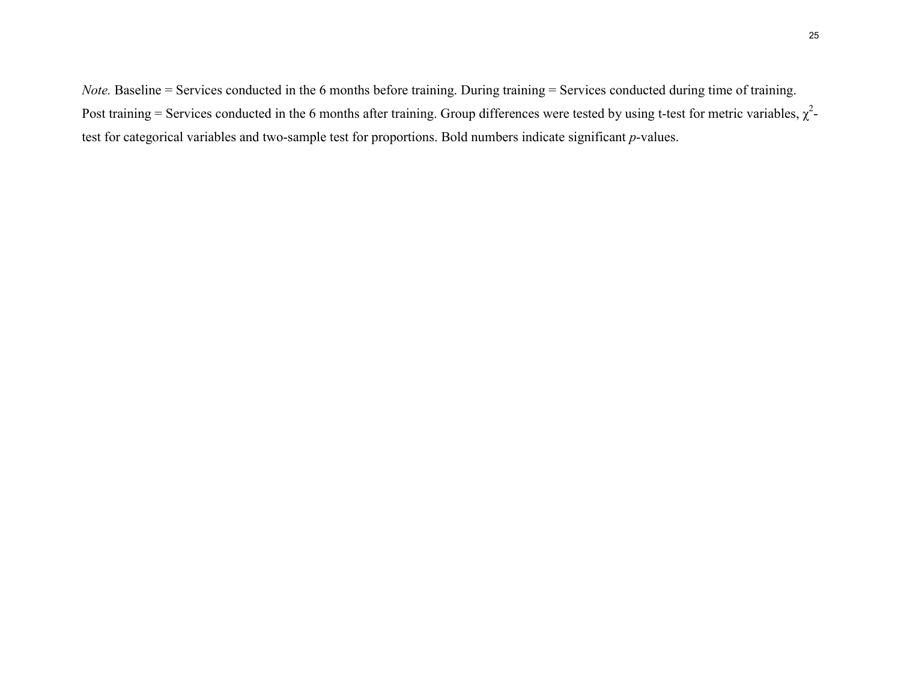*Note.* Baseline = Services conducted in the 6 months before training. During training = Services conducted during time of training. Post training = Services conducted in the 6 months after training. Group differences were tested by using t-test for metric variables, $\chi^2$-test for categorical variables and two-sample test for proportions. Bold numbers indicate significant *p*-values.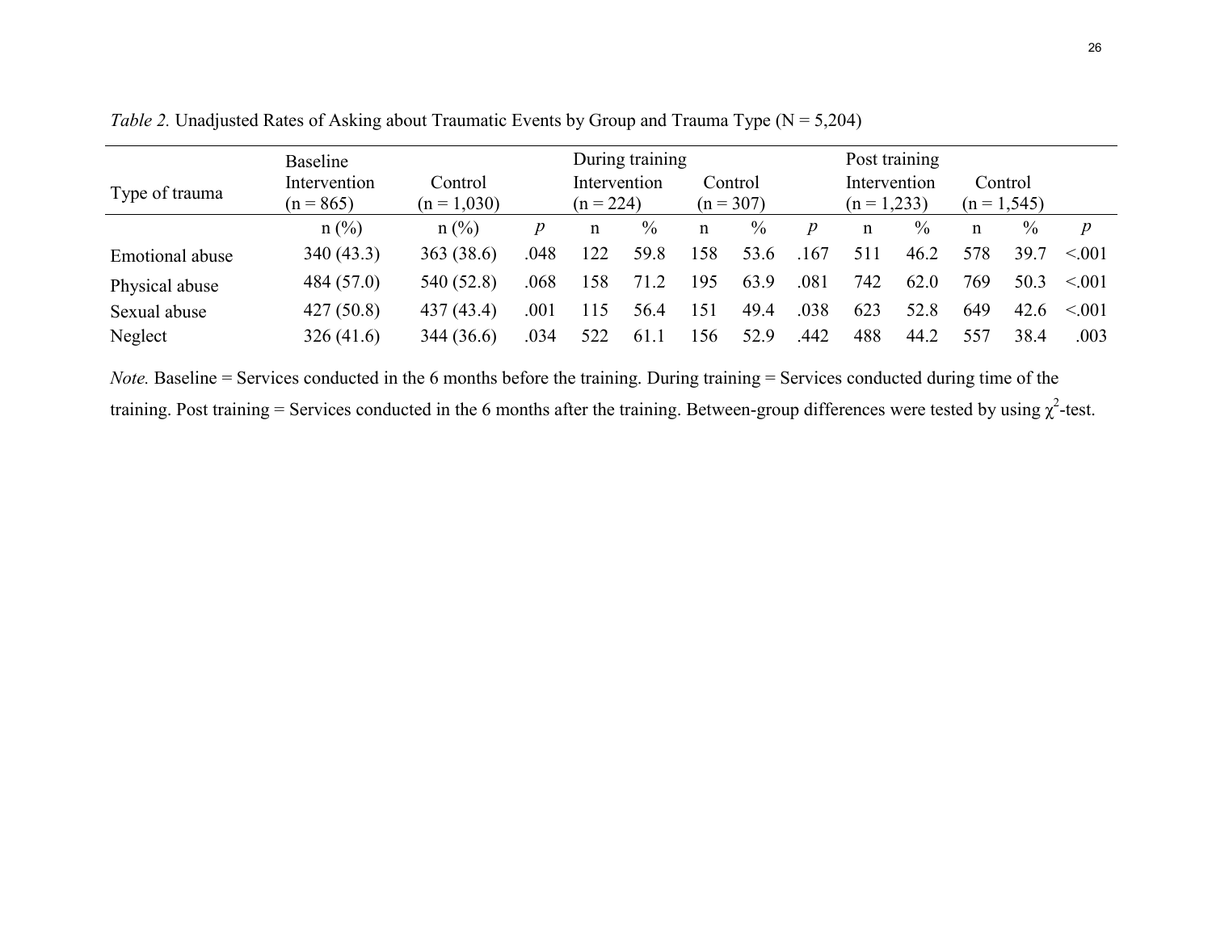*Table 2.* Unadjusted Rates of Asking about Traumatic Events by Group and Trauma Type (N = 5,204)

| Type of trauma | Baseline Intervention (n = 865) | Control (n = 1,030) | | During training Intervention (n = 224) | | Control (n = 307) | | | Post training Intervention (n = 1,233) | | Control (n = 1,545) | | |
|---|---|---|---|---|---|---|---|---|---|---|---|---|---|
| | n (%) | n (%) | *p* | n | % | n | % | *p* | n | % | n | % | *p* |
| Emotional abuse | 340 (43.3) | 363 (38.6) | .048 | 122 | 59.8 | 158 | 53.6 | .167 | 511 | 46.2 | 578 | 39.7 | <.001 |
| Physical abuse | 484 (57.0) | 540 (52.8) | .068 | 158 | 71.2 | 195 | 63.9 | .081 | 742 | 62.0 | 769 | 50.3 | <.001 |
| Sexual abuse | 427 (50.8) | 437 (43.4) | .001 | 115 | 56.4 | 151 | 49.4 | .038 | 623 | 52.8 | 649 | 42.6 | <.001 |
| Neglect | 326 (41.6) | 344 (36.6) | .034 | 522 | 61.1 | 156 | 52.9 | .442 | 488 | 44.2 | 557 | 38.4 | .003 |

*Note.* Baseline = Services conducted in the 6 months before the training. During training = Services conducted during time of the training. Post training = Services conducted in the 6 months after the training. Between-group differences were tested by using $\chi^2$-test.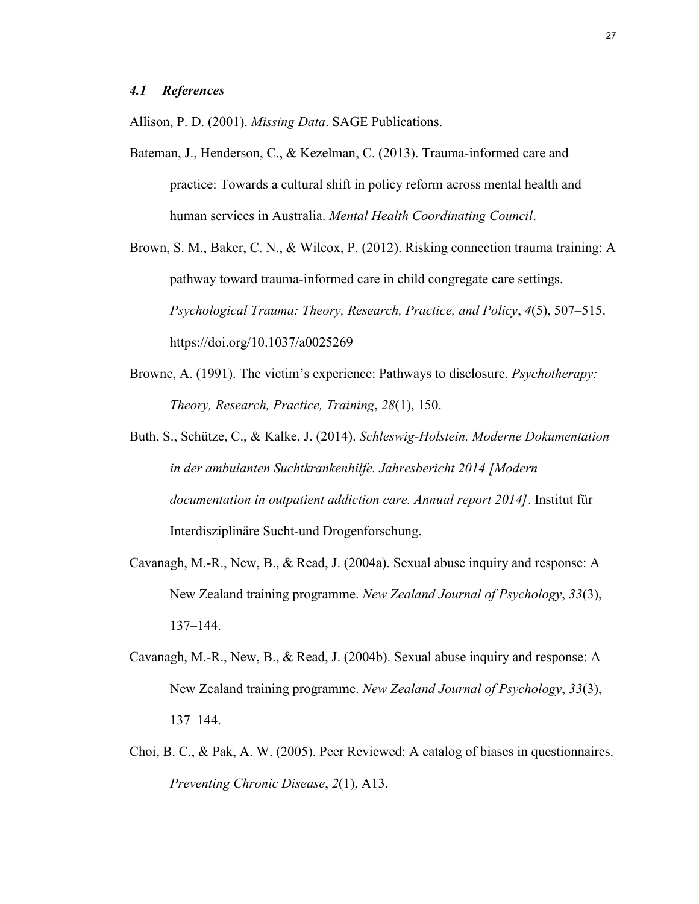### *4.1 References*

Allison, P. D. (2001). *Missing Data*. SAGE Publications.

Bateman, J., Henderson, C., & Kezelman, C. (2013). Trauma-informed care and practice: Towards a cultural shift in policy reform across mental health and human services in Australia. *Mental Health Coordinating Council*.

Brown, S. M., Baker, C. N., & Wilcox, P. (2012). Risking connection trauma training: A pathway toward trauma-informed care in child congregate care settings. *Psychological Trauma: Theory, Research, Practice, and Policy*, *4*(5), 507–515. https://doi.org/10.1037/a0025269

Browne, A. (1991). The victim's experience: Pathways to disclosure. *Psychotherapy: Theory, Research, Practice, Training*, *28*(1), 150.

Buth, S., Schütze, C., & Kalke, J. (2014). *Schleswig-Holstein. Moderne Dokumentation in der ambulanten Suchtkrankenhilfe. Jahresbericht 2014 [Modern documentation in outpatient addiction care. Annual report 2014]*. Institut für Interdisziplinäre Sucht-und Drogenforschung.

Cavanagh, M.-R., New, B., & Read, J. (2004a). Sexual abuse inquiry and response: A New Zealand training programme. *New Zealand Journal of Psychology*, *33*(3), 137–144.

Cavanagh, M.-R., New, B., & Read, J. (2004b). Sexual abuse inquiry and response: A New Zealand training programme. *New Zealand Journal of Psychology*, *33*(3), 137–144.

Choi, B. C., & Pak, A. W. (2005). Peer Reviewed: A catalog of biases in questionnaires. *Preventing Chronic Disease*, *2*(1), A13.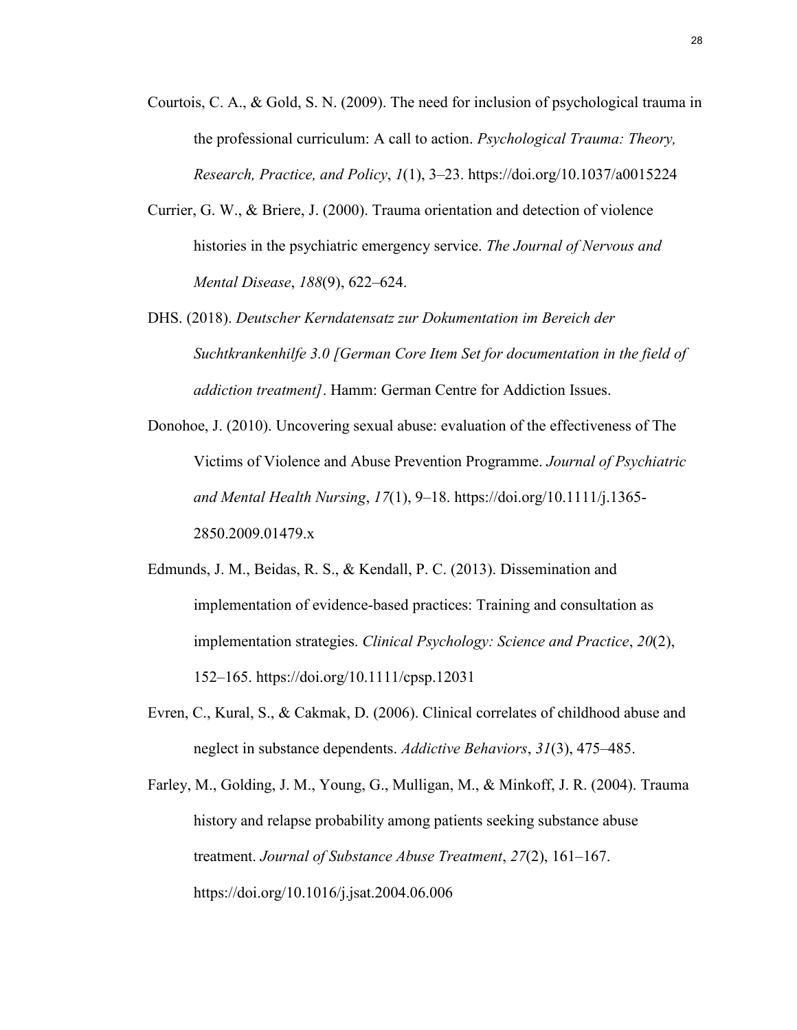Courtois, C. A., & Gold, S. N. (2009). The need for inclusion of psychological trauma in the professional curriculum: A call to action. *Psychological Trauma: Theory, Research, Practice, and Policy*, *1*(1), 3–23. https://doi.org/10.1037/a0015224

Currier, G. W., & Briere, J. (2000). Trauma orientation and detection of violence histories in the psychiatric emergency service. *The Journal of Nervous and Mental Disease*, *188*(9), 622–624.

DHS. (2018). *Deutscher Kerndatensatz zur Dokumentation im Bereich der Suchtkrankenhilfe 3.0 [German Core Item Set for documentation in the field of addiction treatment]*. Hamm: German Centre for Addiction Issues.

Donohoe, J. (2010). Uncovering sexual abuse: evaluation of the effectiveness of The Victims of Violence and Abuse Prevention Programme. *Journal of Psychiatric and Mental Health Nursing*, *17*(1), 9–18. https://doi.org/10.1111/j.1365-2850.2009.01479.x

Edmunds, J. M., Beidas, R. S., & Kendall, P. C. (2013). Dissemination and implementation of evidence-based practices: Training and consultation as implementation strategies. *Clinical Psychology: Science and Practice*, *20*(2), 152–165. https://doi.org/10.1111/cpsp.12031

Evren, C., Kural, S., & Cakmak, D. (2006). Clinical correlates of childhood abuse and neglect in substance dependents. *Addictive Behaviors*, *31*(3), 475–485.

Farley, M., Golding, J. M., Young, G., Mulligan, M., & Minkoff, J. R. (2004). Trauma history and relapse probability among patients seeking substance abuse treatment. *Journal of Substance Abuse Treatment*, *27*(2), 161–167. https://doi.org/10.1016/j.jsat.2004.06.006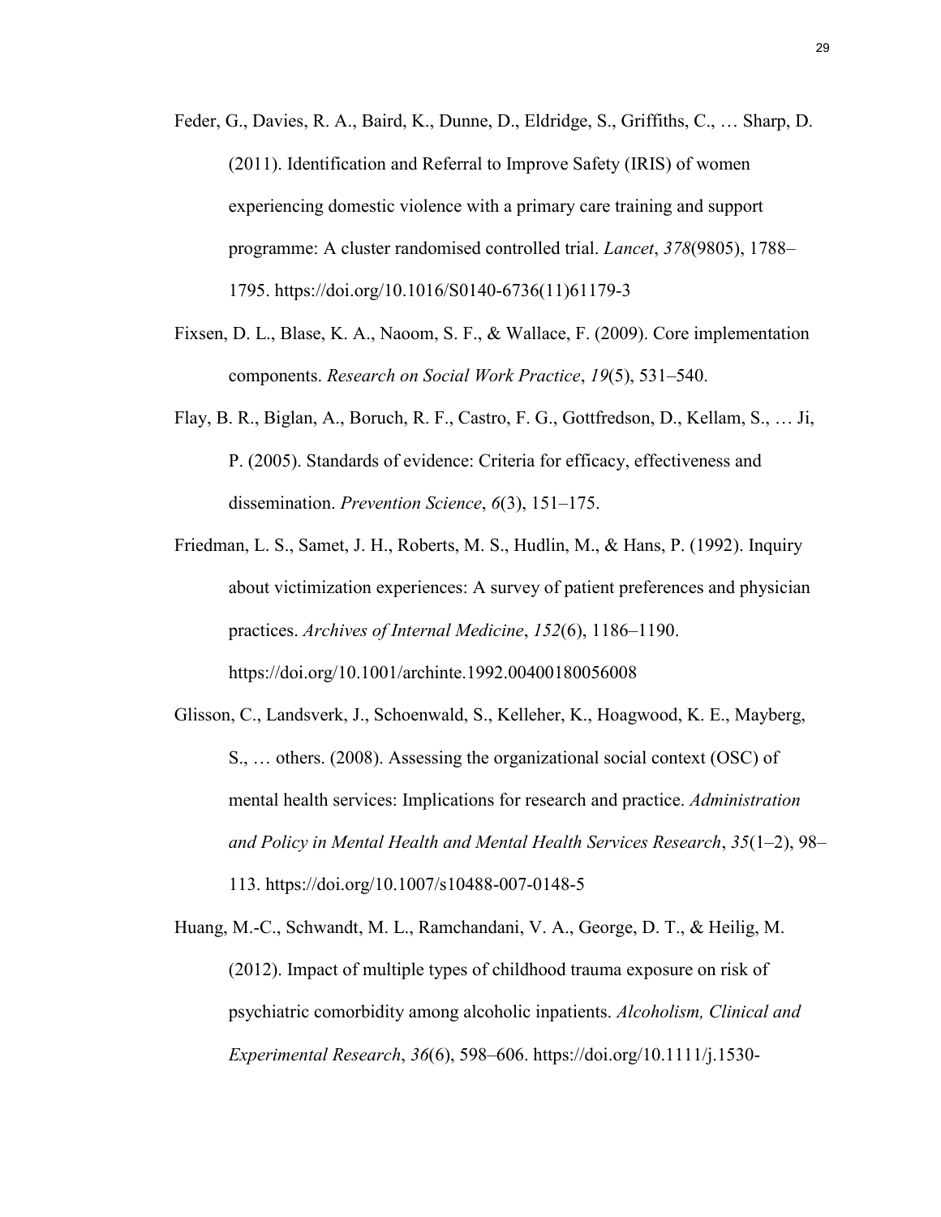Feder, G., Davies, R. A., Baird, K., Dunne, D., Eldridge, S., Griffiths, C., … Sharp, D. (2011). Identification and Referral to Improve Safety (IRIS) of women experiencing domestic violence with a primary care training and support programme: A cluster randomised controlled trial. *Lancet*, *378*(9805), 1788–1795. https://doi.org/10.1016/S0140-6736(11)61179-3

Fixsen, D. L., Blase, K. A., Naoom, S. F., & Wallace, F. (2009). Core implementation components. *Research on Social Work Practice*, *19*(5), 531–540.

Flay, B. R., Biglan, A., Boruch, R. F., Castro, F. G., Gottfredson, D., Kellam, S., … Ji, P. (2005). Standards of evidence: Criteria for efficacy, effectiveness and dissemination. *Prevention Science*, *6*(3), 151–175.

Friedman, L. S., Samet, J. H., Roberts, M. S., Hudlin, M., & Hans, P. (1992). Inquiry about victimization experiences: A survey of patient preferences and physician practices. *Archives of Internal Medicine*, *152*(6), 1186–1190. https://doi.org/10.1001/archinte.1992.00400180056008

Glisson, C., Landsverk, J., Schoenwald, S., Kelleher, K., Hoagwood, K. E., Mayberg, S., … others. (2008). Assessing the organizational social context (OSC) of mental health services: Implications for research and practice. *Administration and Policy in Mental Health and Mental Health Services Research*, *35*(1–2), 98–113. https://doi.org/10.1007/s10488-007-0148-5

Huang, M.-C., Schwandt, M. L., Ramchandani, V. A., George, D. T., & Heilig, M. (2012). Impact of multiple types of childhood trauma exposure on risk of psychiatric comorbidity among alcoholic inpatients. *Alcoholism, Clinical and Experimental Research*, *36*(6), 598–606. https://doi.org/10.1111/j.1530-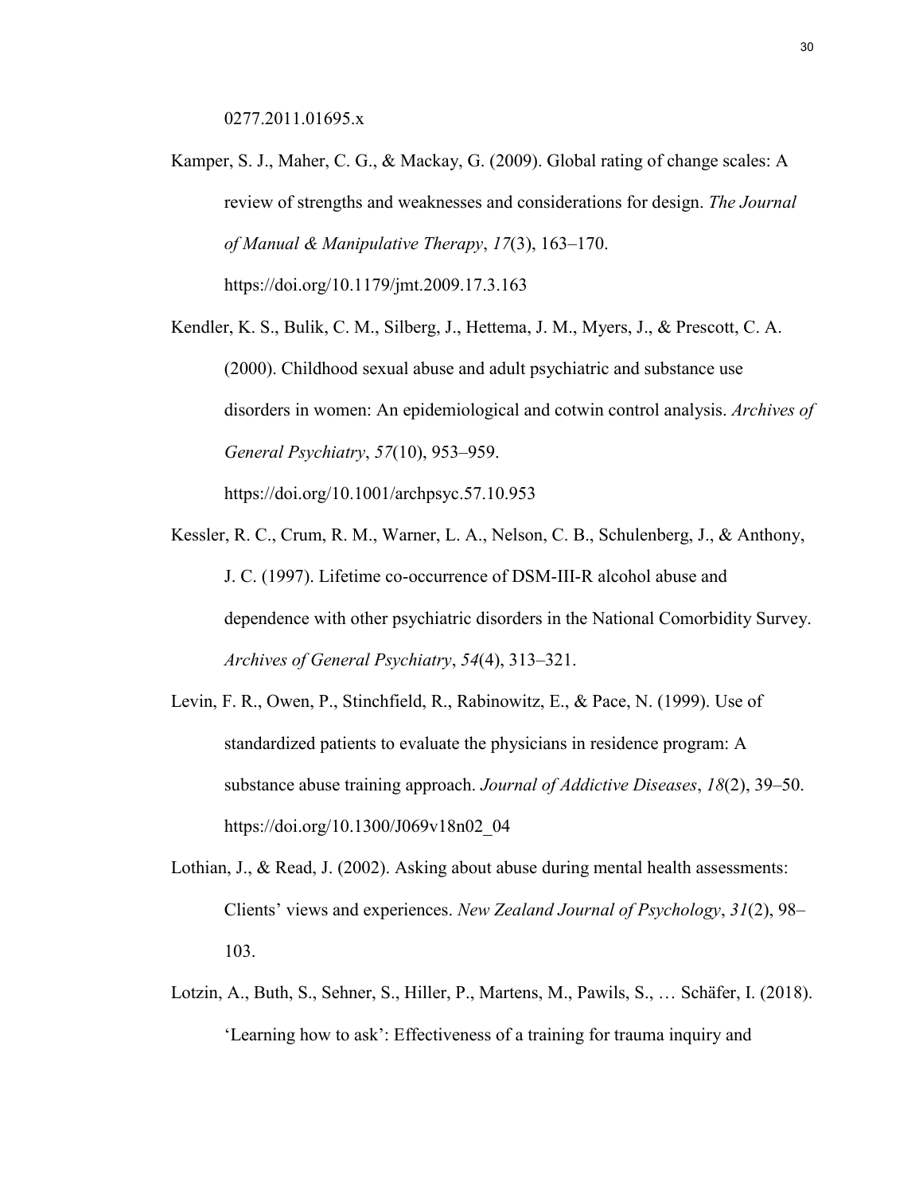0277.2011.01695.x

Kamper, S. J., Maher, C. G., & Mackay, G. (2009). Global rating of change scales: A review of strengths and weaknesses and considerations for design. *The Journal of Manual & Manipulative Therapy*, *17*(3), 163–170. https://doi.org/10.1179/jmt.2009.17.3.163

Kendler, K. S., Bulik, C. M., Silberg, J., Hettema, J. M., Myers, J., & Prescott, C. A. (2000). Childhood sexual abuse and adult psychiatric and substance use disorders in women: An epidemiological and cotwin control analysis. *Archives of General Psychiatry*, *57*(10), 953–959. https://doi.org/10.1001/archpsyc.57.10.953

Kessler, R. C., Crum, R. M., Warner, L. A., Nelson, C. B., Schulenberg, J., & Anthony, J. C. (1997). Lifetime co-occurrence of DSM-III-R alcohol abuse and dependence with other psychiatric disorders in the National Comorbidity Survey. *Archives of General Psychiatry*, *54*(4), 313–321.

Levin, F. R., Owen, P., Stinchfield, R., Rabinowitz, E., & Pace, N. (1999). Use of standardized patients to evaluate the physicians in residence program: A substance abuse training approach. *Journal of Addictive Diseases*, *18*(2), 39–50. https://doi.org/10.1300/J069v18n02_04

Lothian, J., & Read, J. (2002). Asking about abuse during mental health assessments: Clients' views and experiences. *New Zealand Journal of Psychology*, *31*(2), 98–103.

Lotzin, A., Buth, S., Sehner, S., Hiller, P., Martens, M., Pawils, S., … Schäfer, I. (2018). 'Learning how to ask': Effectiveness of a training for trauma inquiry and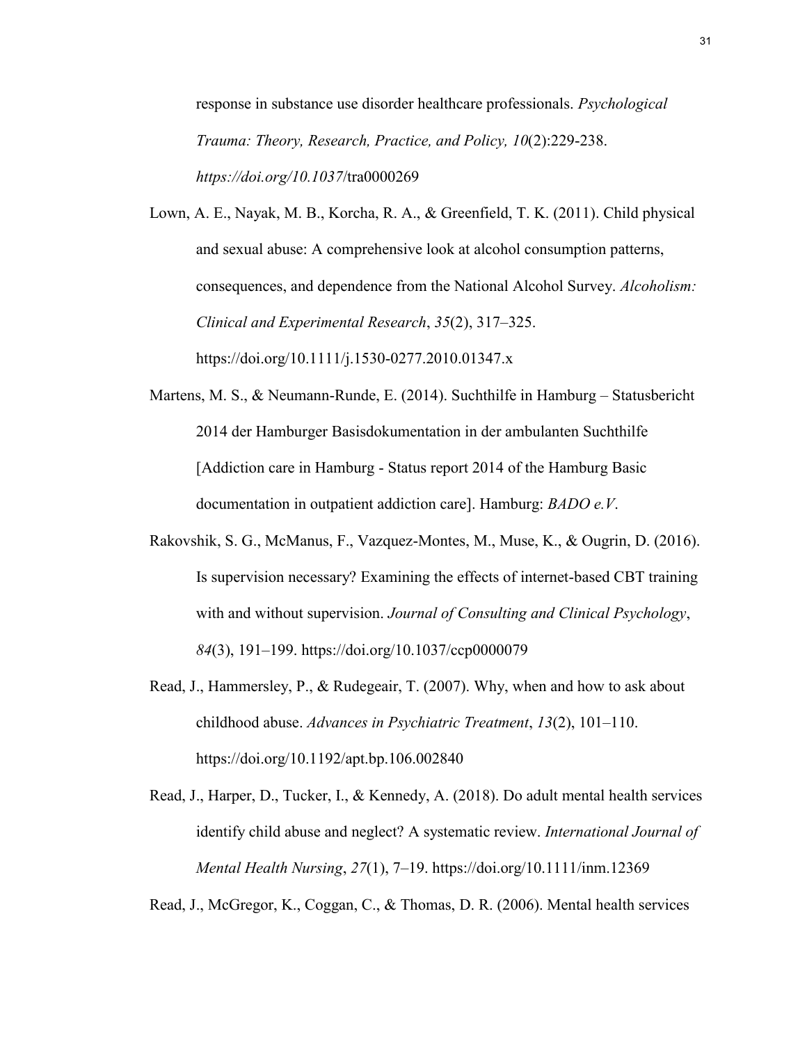response in substance use disorder healthcare professionals. *Psychological Trauma: Theory, Research, Practice, and Policy, 10*(2):229-238. *https://doi.org/10.1037*/tra0000269

Lown, A. E., Nayak, M. B., Korcha, R. A., & Greenfield, T. K. (2011). Child physical and sexual abuse: A comprehensive look at alcohol consumption patterns, consequences, and dependence from the National Alcohol Survey. *Alcoholism: Clinical and Experimental Research*, *35*(2), 317–325. https://doi.org/10.1111/j.1530-0277.2010.01347.x

Martens, M. S., & Neumann-Runde, E. (2014). Suchthilfe in Hamburg – Statusbericht 2014 der Hamburger Basisdokumentation in der ambulanten Suchthilfe [Addiction care in Hamburg - Status report 2014 of the Hamburg Basic documentation in outpatient addiction care]. Hamburg: *BADO e.V*.

Rakovshik, S. G., McManus, F., Vazquez-Montes, M., Muse, K., & Ougrin, D. (2016). Is supervision necessary? Examining the effects of internet-based CBT training with and without supervision. *Journal of Consulting and Clinical Psychology*, *84*(3), 191–199. https://doi.org/10.1037/ccp0000079

Read, J., Hammersley, P., & Rudegeair, T. (2007). Why, when and how to ask about childhood abuse. *Advances in Psychiatric Treatment*, *13*(2), 101–110. https://doi.org/10.1192/apt.bp.106.002840

Read, J., Harper, D., Tucker, I., & Kennedy, A. (2018). Do adult mental health services identify child abuse and neglect? A systematic review. *International Journal of Mental Health Nursing*, *27*(1), 7–19. https://doi.org/10.1111/inm.12369

Read, J., McGregor, K., Coggan, C., & Thomas, D. R. (2006). Mental health services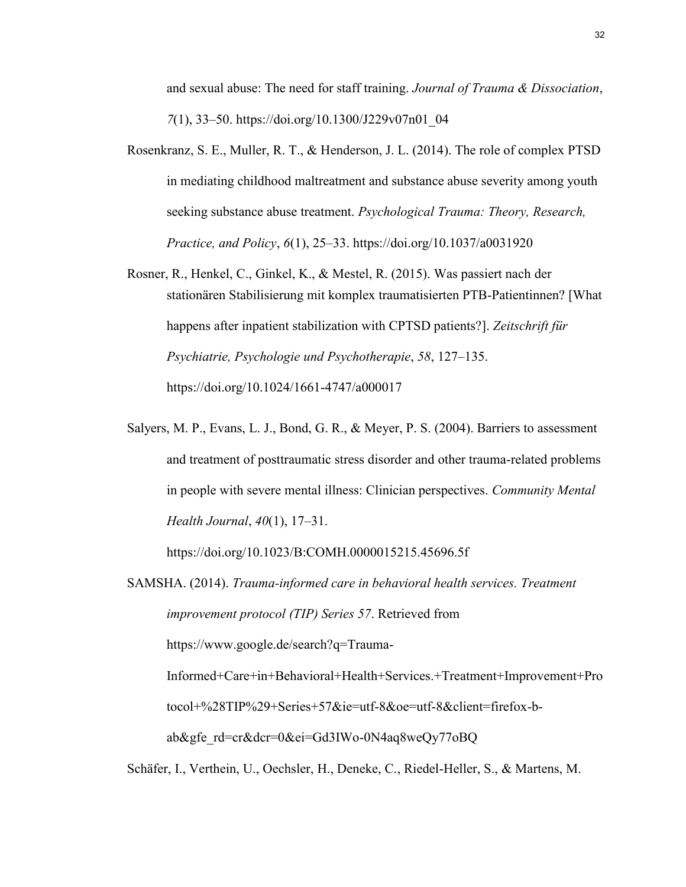and sexual abuse: The need for staff training. *Journal of Trauma & Dissociation*, *7*(1), 33–50. https://doi.org/10.1300/J229v07n01_04

Rosenkranz, S. E., Muller, R. T., & Henderson, J. L. (2014). The role of complex PTSD in mediating childhood maltreatment and substance abuse severity among youth seeking substance abuse treatment. *Psychological Trauma: Theory, Research, Practice, and Policy*, *6*(1), 25–33. https://doi.org/10.1037/a0031920

Rosner, R., Henkel, C., Ginkel, K., & Mestel, R. (2015). Was passiert nach der stationären Stabilisierung mit komplex traumatisierten PTB-Patientinnen? [What happens after inpatient stabilization with CPTSD patients?]. *Zeitschrift für Psychiatrie, Psychologie und Psychotherapie*, *58*, 127–135. https://doi.org/10.1024/1661-4747/a000017

Salyers, M. P., Evans, L. J., Bond, G. R., & Meyer, P. S. (2004). Barriers to assessment and treatment of posttraumatic stress disorder and other trauma-related problems in people with severe mental illness: Clinician perspectives. *Community Mental Health Journal*, *40*(1), 17–31. https://doi.org/10.1023/B:COMH.0000015215.45696.5f

SAMSHA. (2014). *Trauma-informed care in behavioral health services. Treatment improvement protocol (TIP) Series 57*. Retrieved from https://www.google.de/search?q=Trauma-Informed+Care+in+Behavioral+Health+Services.+Treatment+Improvement+Protocol+%28TIP%29+Series+57&ie=utf-8&oe=utf-8&client=firefox-b-ab&gfe_rd=cr&dcr=0&ei=Gd3IWo-0N4aq8weQy77oBQ

Schäfer, I., Verthein, U., Oechsler, H., Deneke, C., Riedel-Heller, S., & Martens, M.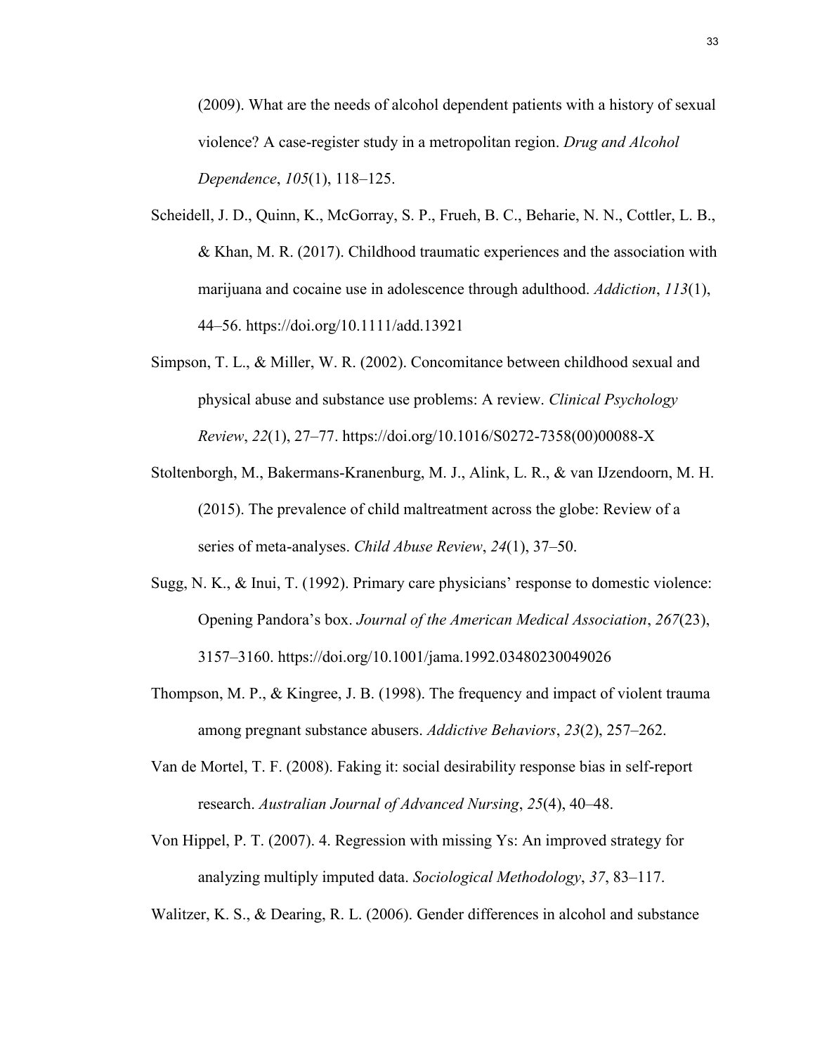(2009). What are the needs of alcohol dependent patients with a history of sexual violence? A case-register study in a metropolitan region. *Drug and Alcohol Dependence*, *105*(1), 118–125.

Scheidell, J. D., Quinn, K., McGorray, S. P., Frueh, B. C., Beharie, N. N., Cottler, L. B., & Khan, M. R. (2017). Childhood traumatic experiences and the association with marijuana and cocaine use in adolescence through adulthood. *Addiction*, *113*(1), 44–56. https://doi.org/10.1111/add.13921

Simpson, T. L., & Miller, W. R. (2002). Concomitance between childhood sexual and physical abuse and substance use problems: A review. *Clinical Psychology Review*, *22*(1), 27–77. https://doi.org/10.1016/S0272-7358(00)00088-X

Stoltenborgh, M., Bakermans-Kranenburg, M. J., Alink, L. R., & van IJzendoorn, M. H. (2015). The prevalence of child maltreatment across the globe: Review of a series of meta-analyses. *Child Abuse Review*, *24*(1), 37–50.

Sugg, N. K., & Inui, T. (1992). Primary care physicians' response to domestic violence: Opening Pandora's box. *Journal of the American Medical Association*, *267*(23), 3157–3160. https://doi.org/10.1001/jama.1992.03480230049026

Thompson, M. P., & Kingree, J. B. (1998). The frequency and impact of violent trauma among pregnant substance abusers. *Addictive Behaviors*, *23*(2), 257–262.

Van de Mortel, T. F. (2008). Faking it: social desirability response bias in self-report research. *Australian Journal of Advanced Nursing*, *25*(4), 40–48.

Von Hippel, P. T. (2007). 4. Regression with missing Ys: An improved strategy for analyzing multiply imputed data. *Sociological Methodology*, *37*, 83–117.

Walitzer, K. S., & Dearing, R. L. (2006). Gender differences in alcohol and substance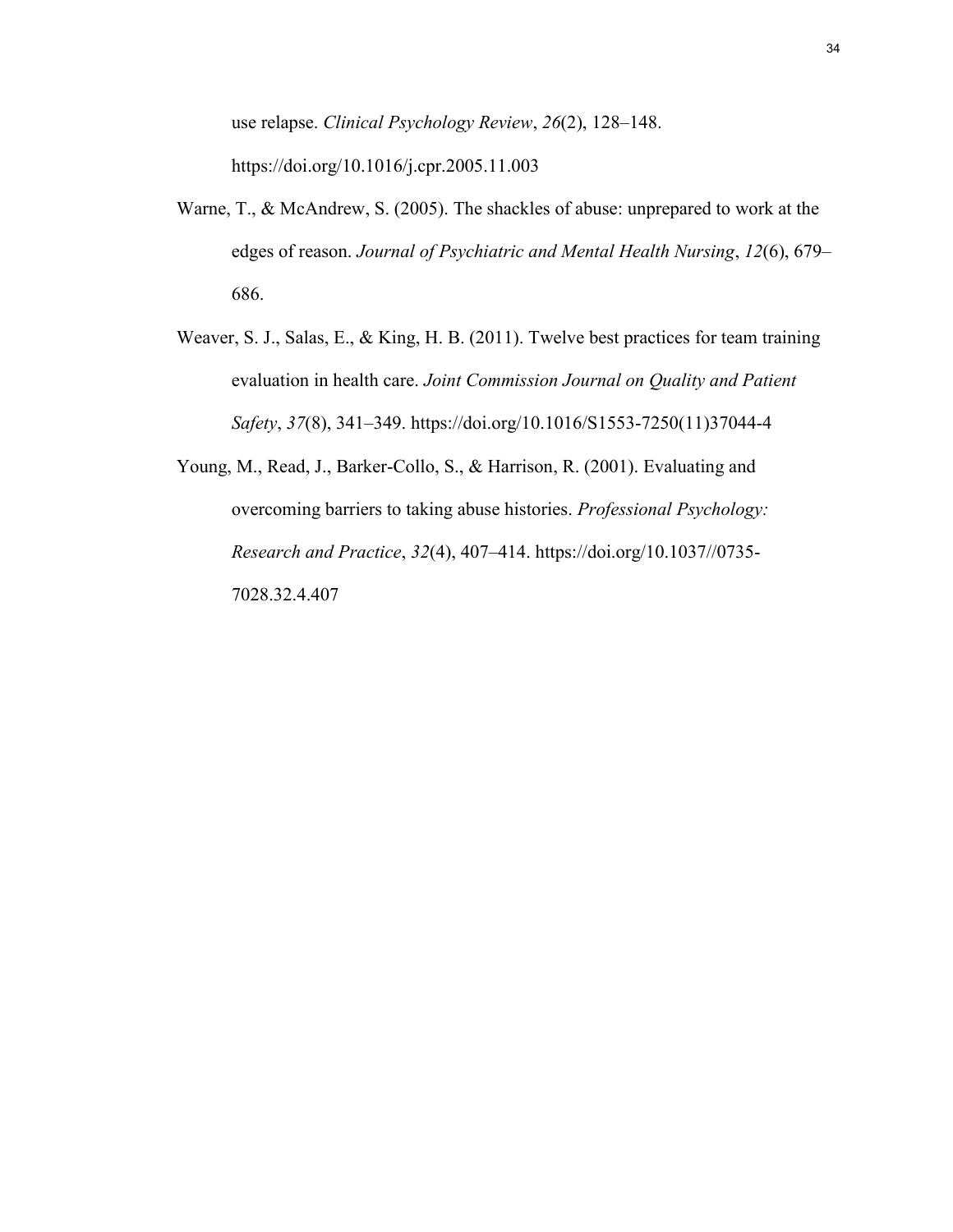use relapse. *Clinical Psychology Review*, *26*(2), 128–148. https://doi.org/10.1016/j.cpr.2005.11.003

Warne, T., & McAndrew, S. (2005). The shackles of abuse: unprepared to work at the edges of reason. *Journal of Psychiatric and Mental Health Nursing*, *12*(6), 679–686.

Weaver, S. J., Salas, E., & King, H. B. (2011). Twelve best practices for team training evaluation in health care. *Joint Commission Journal on Quality and Patient Safety*, *37*(8), 341–349. https://doi.org/10.1016/S1553-7250(11)37044-4

Young, M., Read, J., Barker-Collo, S., & Harrison, R. (2001). Evaluating and overcoming barriers to taking abuse histories. *Professional Psychology: Research and Practice*, *32*(4), 407–414. https://doi.org/10.1037//0735-7028.32.4.407